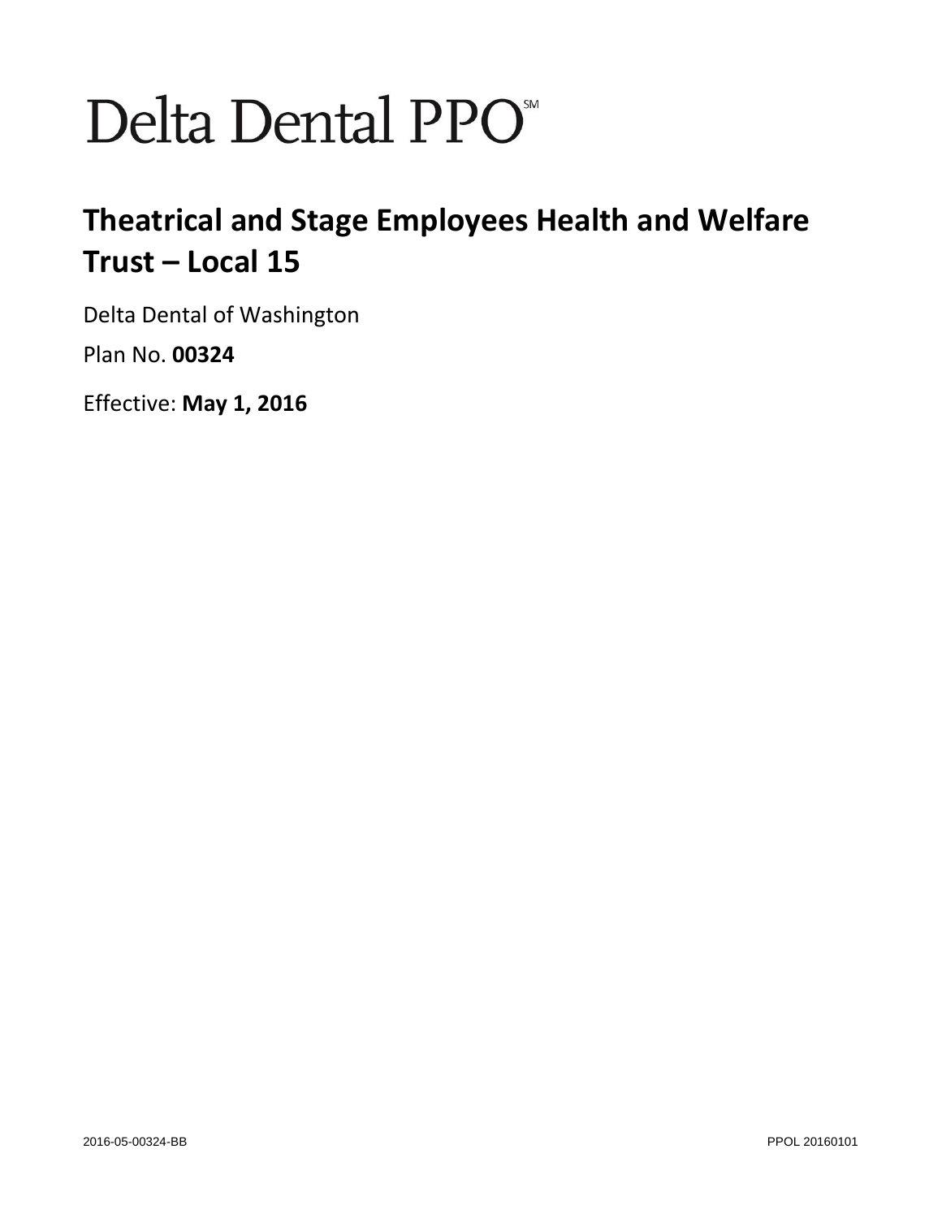# Delta Dental PPO℠

## Theatrical and Stage Employees Health and Welfare Trust – Local 15

Delta Dental of Washington

Plan No. **00324**

Effective: **May 1, 2016**

2016-05-00324-BB PPOL 20160101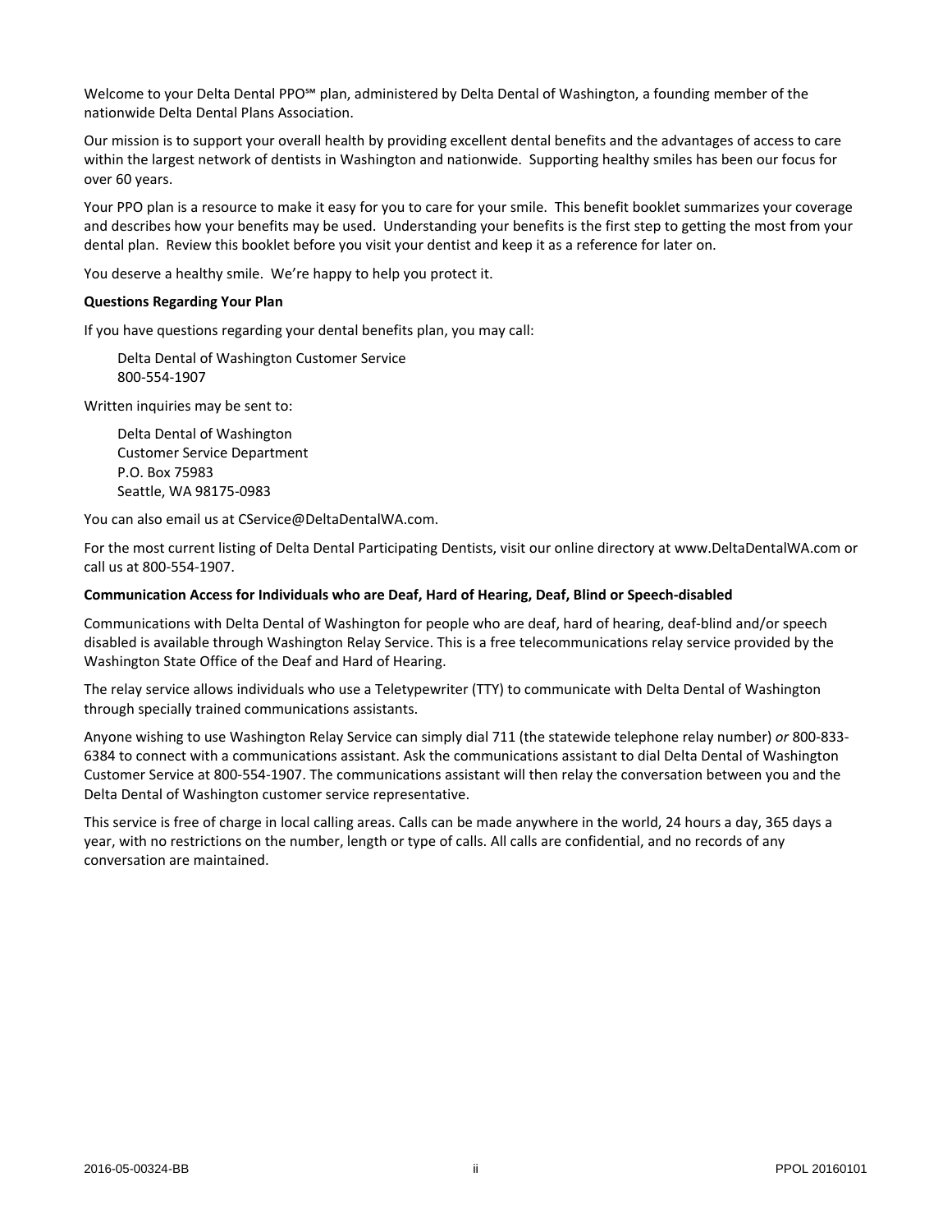Welcome to your Delta Dental PPO℠ plan, administered by Delta Dental of Washington, a founding member of the nationwide Delta Dental Plans Association.

Our mission is to support your overall health by providing excellent dental benefits and the advantages of access to care within the largest network of dentists in Washington and nationwide. Supporting healthy smiles has been our focus for over 60 years.

Your PPO plan is a resource to make it easy for you to care for your smile. This benefit booklet summarizes your coverage and describes how your benefits may be used. Understanding your benefits is the first step to getting the most from your dental plan. Review this booklet before you visit your dentist and keep it as a reference for later on.

You deserve a healthy smile. We're happy to help you protect it.

**Questions Regarding Your Plan**

If you have questions regarding your dental benefits plan, you may call:

Delta Dental of Washington Customer Service
800-554-1907

Written inquiries may be sent to:

Delta Dental of Washington
Customer Service Department
P.O. Box 75983
Seattle, WA 98175-0983

You can also email us at CService@DeltaDentalWA.com.

For the most current listing of Delta Dental Participating Dentists, visit our online directory at www.DeltaDentalWA.com or call us at 800-554-1907.

**Communication Access for Individuals who are Deaf, Hard of Hearing, Deaf, Blind or Speech-disabled**

Communications with Delta Dental of Washington for people who are deaf, hard of hearing, deaf-blind and/or speech disabled is available through Washington Relay Service. This is a free telecommunications relay service provided by the Washington State Office of the Deaf and Hard of Hearing.

The relay service allows individuals who use a Teletypewriter (TTY) to communicate with Delta Dental of Washington through specially trained communications assistants.

Anyone wishing to use Washington Relay Service can simply dial 711 (the statewide telephone relay number) *or* 800-833-6384 to connect with a communications assistant. Ask the communications assistant to dial Delta Dental of Washington Customer Service at 800-554-1907. The communications assistant will then relay the conversation between you and the Delta Dental of Washington customer service representative.

This service is free of charge in local calling areas. Calls can be made anywhere in the world, 24 hours a day, 365 days a year, with no restrictions on the number, length or type of calls. All calls are confidential, and no records of any conversation are maintained.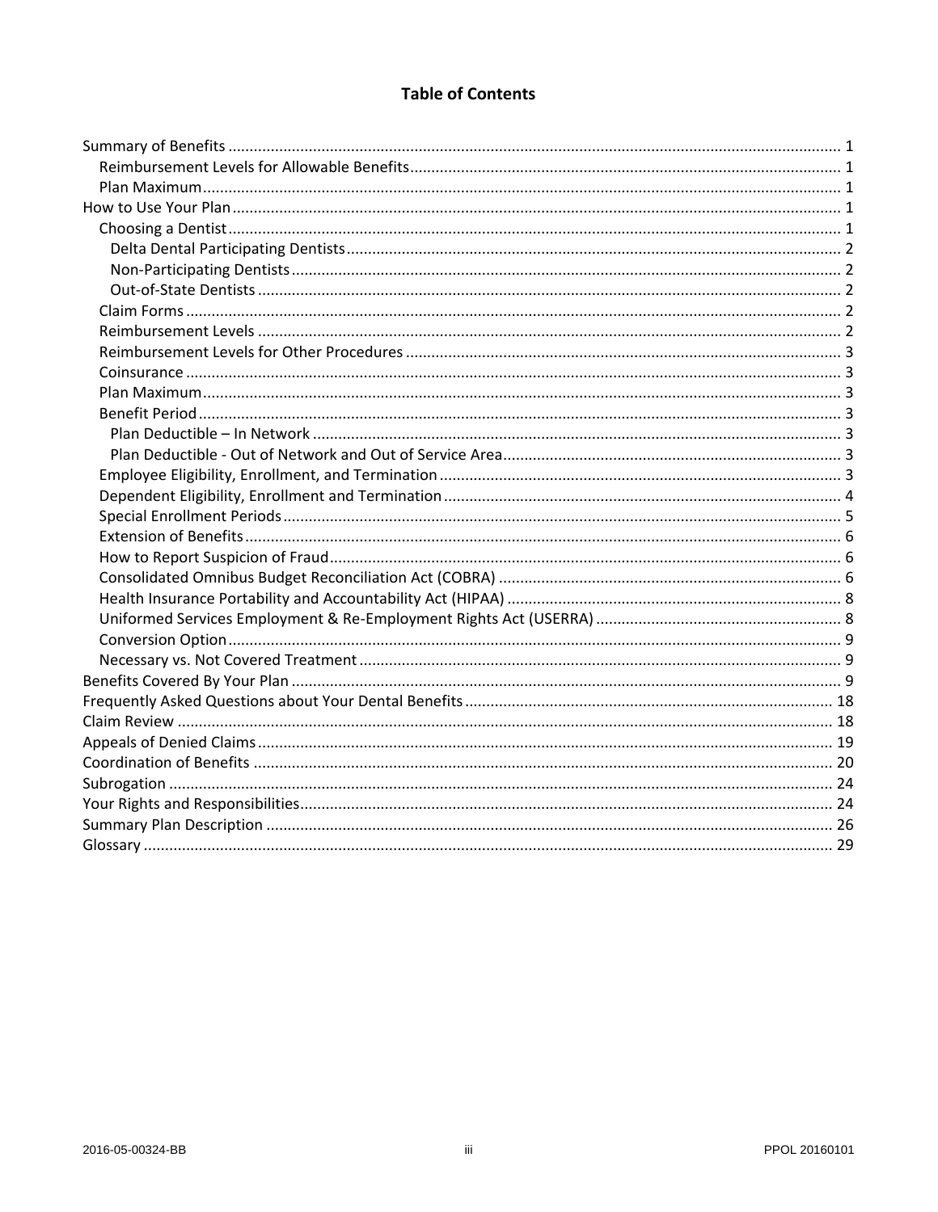# Table of Contents

- Summary of Benefits ........ 1
  - Reimbursement Levels for Allowable Benefits ........ 1
  - Plan Maximum ........ 1
- How to Use Your Plan ........ 1
  - Choosing a Dentist ........ 1
    - Delta Dental Participating Dentists ........ 2
    - Non-Participating Dentists ........ 2
    - Out-of-State Dentists ........ 2
  - Claim Forms ........ 2
  - Reimbursement Levels ........ 2
  - Reimbursement Levels for Other Procedures ........ 3
  - Coinsurance ........ 3
  - Plan Maximum ........ 3
  - Benefit Period ........ 3
    - Plan Deductible – In Network ........ 3
    - Plan Deductible - Out of Network and Out of Service Area ........ 3
  - Employee Eligibility, Enrollment, and Termination ........ 3
  - Dependent Eligibility, Enrollment and Termination ........ 4
  - Special Enrollment Periods ........ 5
  - Extension of Benefits ........ 6
  - How to Report Suspicion of Fraud ........ 6
  - Consolidated Omnibus Budget Reconciliation Act (COBRA) ........ 6
  - Health Insurance Portability and Accountability Act (HIPAA) ........ 8
  - Uniformed Services Employment & Re-Employment Rights Act (USERRA) ........ 8
  - Conversion Option ........ 9
  - Necessary vs. Not Covered Treatment ........ 9
- Benefits Covered By Your Plan ........ 9
- Frequently Asked Questions about Your Dental Benefits ........ 18
- Claim Review ........ 18
- Appeals of Denied Claims ........ 19
- Coordination of Benefits ........ 20
- Subrogation ........ 24
- Your Rights and Responsibilities ........ 24
- Summary Plan Description ........ 26
- Glossary ........ 29

2016-05-00324-BB PPOL 20160101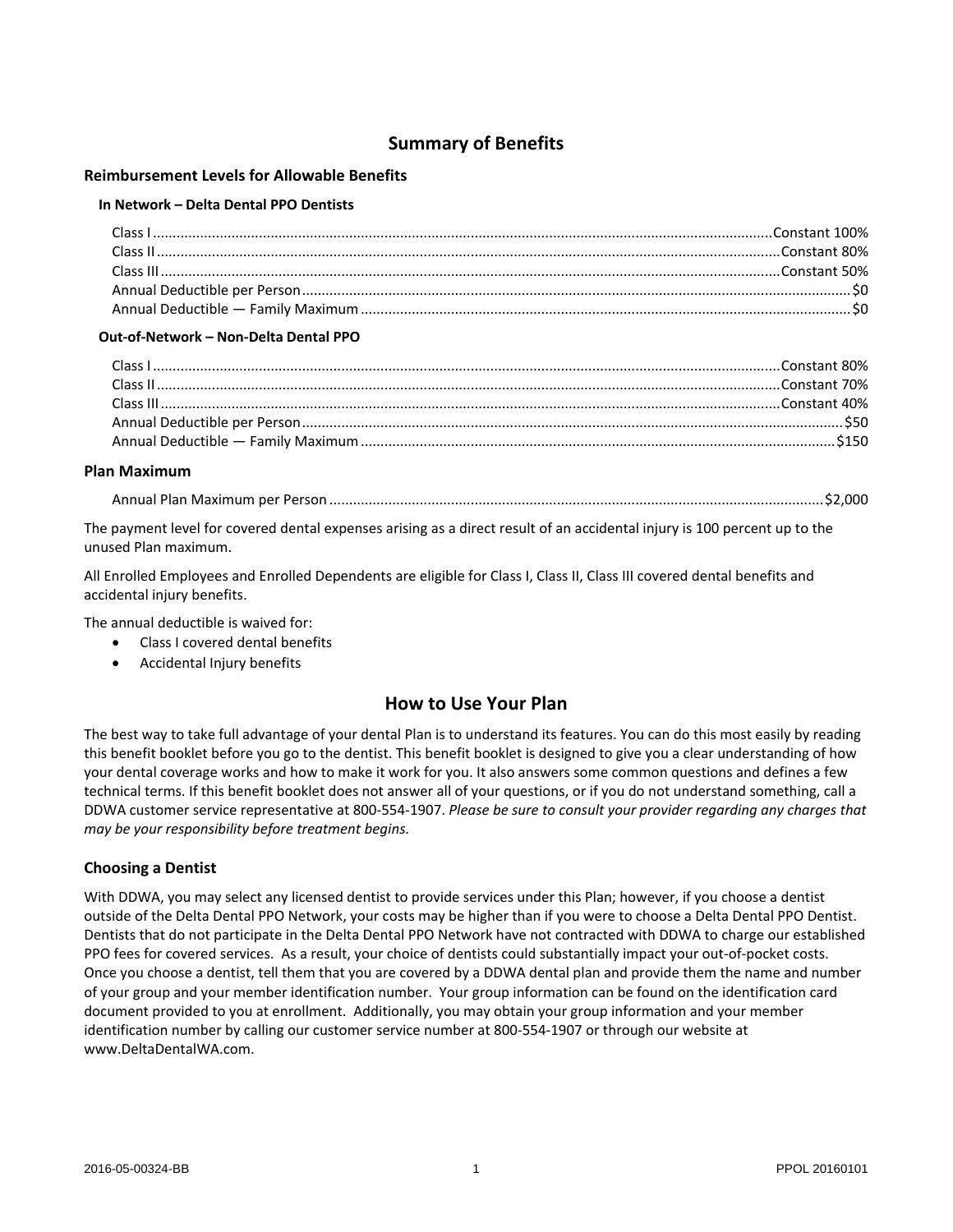# Summary of Benefits

### Reimbursement Levels for Allowable Benefits

#### In Network – Delta Dental PPO Dentists

| | |
|---|---|
| Class I | Constant 100% |
| Class II | Constant 80% |
| Class III | Constant 50% |
| Annual Deductible per Person | $0 |
| Annual Deductible — Family Maximum | $0 |

#### Out-of-Network – Non-Delta Dental PPO

| | |
|---|---|
| Class I | Constant 80% |
| Class II | Constant 70% |
| Class III | Constant 40% |
| Annual Deductible per Person | $50 |
| Annual Deductible — Family Maximum | $150 |

### Plan Maximum

| | |
|---|---|
| Annual Plan Maximum per Person | $2,000 |

The payment level for covered dental expenses arising as a direct result of an accidental injury is 100 percent up to the unused Plan maximum.

All Enrolled Employees and Enrolled Dependents are eligible for Class I, Class II, Class III covered dental benefits and accidental injury benefits.

The annual deductible is waived for:

- Class I covered dental benefits
- Accidental Injury benefits

# How to Use Your Plan

The best way to take full advantage of your dental Plan is to understand its features. You can do this most easily by reading this benefit booklet before you go to the dentist. This benefit booklet is designed to give you a clear understanding of how your dental coverage works and how to make it work for you. It also answers some common questions and defines a few technical terms. If this benefit booklet does not answer all of your questions, or if you do not understand something, call a DDWA customer service representative at 800-554-1907. *Please be sure to consult your provider regarding any charges that may be your responsibility before treatment begins.*

### Choosing a Dentist

With DDWA, you may select any licensed dentist to provide services under this Plan; however, if you choose a dentist outside of the Delta Dental PPO Network, your costs may be higher than if you were to choose a Delta Dental PPO Dentist. Dentists that do not participate in the Delta Dental PPO Network have not contracted with DDWA to charge our established PPO fees for covered services. As a result, your choice of dentists could substantially impact your out-of-pocket costs. Once you choose a dentist, tell them that you are covered by a DDWA dental plan and provide them the name and number of your group and your member identification number. Your group information can be found on the identification card document provided to you at enrollment. Additionally, you may obtain your group information and your member identification number by calling our customer service number at 800-554-1907 or through our website at www.DeltaDentalWA.com.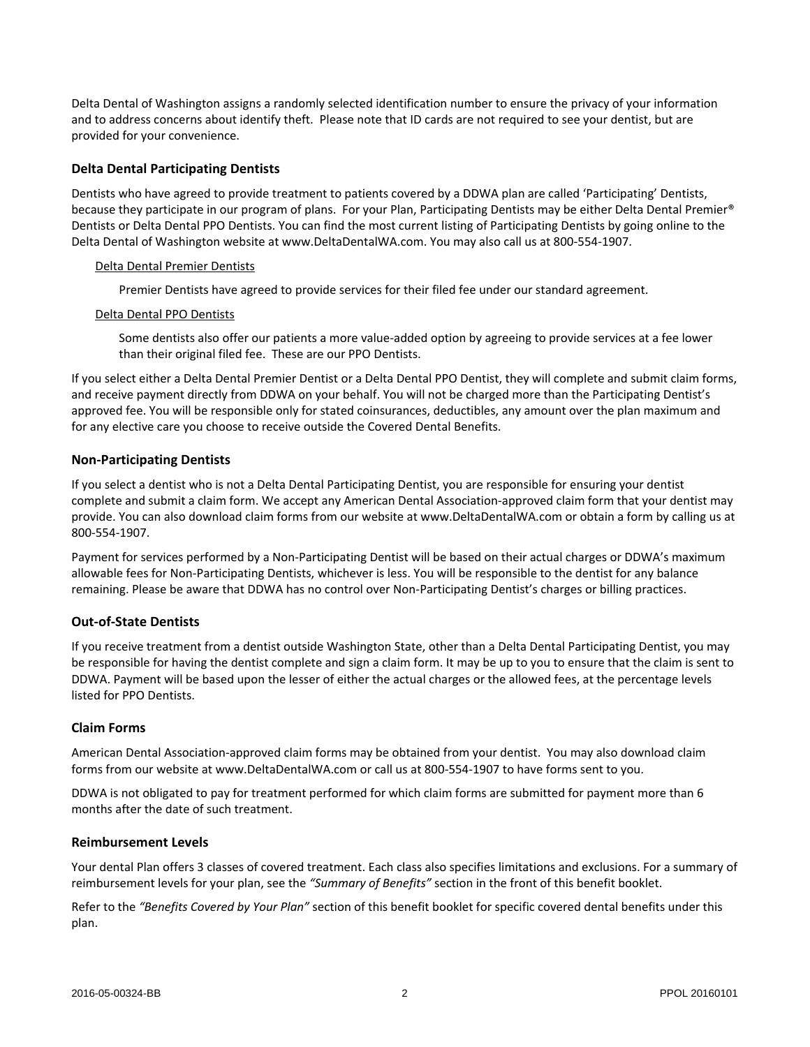Delta Dental of Washington assigns a randomly selected identification number to ensure the privacy of your information and to address concerns about identify theft. Please note that ID cards are not required to see your dentist, but are provided for your convenience.

### Delta Dental Participating Dentists

Dentists who have agreed to provide treatment to patients covered by a DDWA plan are called 'Participating' Dentists, because they participate in our program of plans. For your Plan, Participating Dentists may be either Delta Dental Premier® Dentists or Delta Dental PPO Dentists. You can find the most current listing of Participating Dentists by going online to the Delta Dental of Washington website at www.DeltaDentalWA.com. You may also call us at 800-554-1907.

Delta Dental Premier Dentists

Premier Dentists have agreed to provide services for their filed fee under our standard agreement.

Delta Dental PPO Dentists

Some dentists also offer our patients a more value-added option by agreeing to provide services at a fee lower than their original filed fee. These are our PPO Dentists.

If you select either a Delta Dental Premier Dentist or a Delta Dental PPO Dentist, they will complete and submit claim forms, and receive payment directly from DDWA on your behalf. You will not be charged more than the Participating Dentist's approved fee. You will be responsible only for stated coinsurances, deductibles, any amount over the plan maximum and for any elective care you choose to receive outside the Covered Dental Benefits.

### Non-Participating Dentists

If you select a dentist who is not a Delta Dental Participating Dentist, you are responsible for ensuring your dentist complete and submit a claim form. We accept any American Dental Association-approved claim form that your dentist may provide. You can also download claim forms from our website at www.DeltaDentalWA.com or obtain a form by calling us at 800-554-1907.

Payment for services performed by a Non-Participating Dentist will be based on their actual charges or DDWA's maximum allowable fees for Non-Participating Dentists, whichever is less. You will be responsible to the dentist for any balance remaining. Please be aware that DDWA has no control over Non-Participating Dentist's charges or billing practices.

### Out-of-State Dentists

If you receive treatment from a dentist outside Washington State, other than a Delta Dental Participating Dentist, you may be responsible for having the dentist complete and sign a claim form. It may be up to you to ensure that the claim is sent to DDWA. Payment will be based upon the lesser of either the actual charges or the allowed fees, at the percentage levels listed for PPO Dentists.

### Claim Forms

American Dental Association-approved claim forms may be obtained from your dentist. You may also download claim forms from our website at www.DeltaDentalWA.com or call us at 800-554-1907 to have forms sent to you.

DDWA is not obligated to pay for treatment performed for which claim forms are submitted for payment more than 6 months after the date of such treatment.

### Reimbursement Levels

Your dental Plan offers 3 classes of covered treatment. Each class also specifies limitations and exclusions. For a summary of reimbursement levels for your plan, see the *"Summary of Benefits"* section in the front of this benefit booklet.

Refer to the *"Benefits Covered by Your Plan"* section of this benefit booklet for specific covered dental benefits under this plan.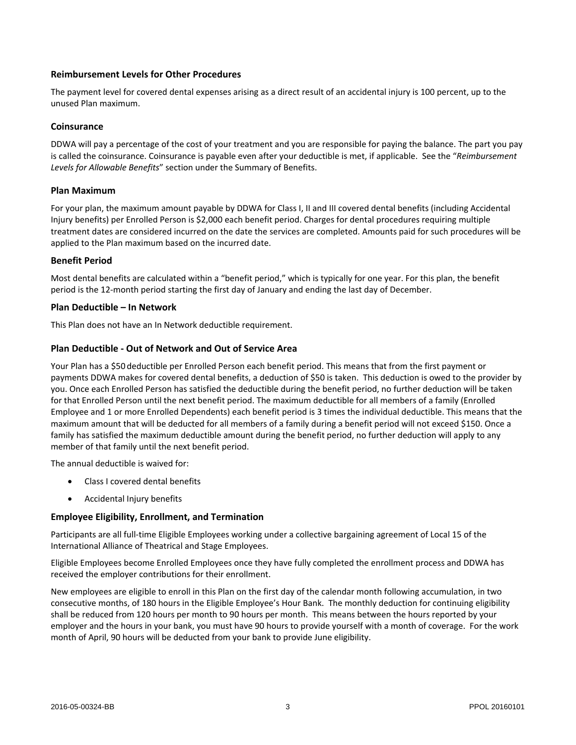### Reimbursement Levels for Other Procedures

The payment level for covered dental expenses arising as a direct result of an accidental injury is 100 percent, up to the unused Plan maximum.

### Coinsurance

DDWA will pay a percentage of the cost of your treatment and you are responsible for paying the balance. The part you pay is called the coinsurance. Coinsurance is payable even after your deductible is met, if applicable. See the "*Reimbursement Levels for Allowable Benefits*" section under the Summary of Benefits.

### Plan Maximum

For your plan, the maximum amount payable by DDWA for Class I, II and III covered dental benefits (including Accidental Injury benefits) per Enrolled Person is $2,000 each benefit period. Charges for dental procedures requiring multiple treatment dates are considered incurred on the date the services are completed. Amounts paid for such procedures will be applied to the Plan maximum based on the incurred date.

### Benefit Period

Most dental benefits are calculated within a "benefit period," which is typically for one year. For this plan, the benefit period is the 12-month period starting the first day of January and ending the last day of December.

### Plan Deductible – In Network

This Plan does not have an In Network deductible requirement.

### Plan Deductible - Out of Network and Out of Service Area

Your Plan has a $50 deductible per Enrolled Person each benefit period. This means that from the first payment or payments DDWA makes for covered dental benefits, a deduction of $50 is taken. This deduction is owed to the provider by you. Once each Enrolled Person has satisfied the deductible during the benefit period, no further deduction will be taken for that Enrolled Person until the next benefit period. The maximum deductible for all members of a family (Enrolled Employee and 1 or more Enrolled Dependents) each benefit period is 3 times the individual deductible. This means that the maximum amount that will be deducted for all members of a family during a benefit period will not exceed $150. Once a family has satisfied the maximum deductible amount during the benefit period, no further deduction will apply to any member of that family until the next benefit period.

The annual deductible is waived for:

- Class I covered dental benefits
- Accidental Injury benefits

### Employee Eligibility, Enrollment, and Termination

Participants are all full-time Eligible Employees working under a collective bargaining agreement of Local 15 of the International Alliance of Theatrical and Stage Employees.

Eligible Employees become Enrolled Employees once they have fully completed the enrollment process and DDWA has received the employer contributions for their enrollment.

New employees are eligible to enroll in this Plan on the first day of the calendar month following accumulation, in two consecutive months, of 180 hours in the Eligible Employee's Hour Bank. The monthly deduction for continuing eligibility shall be reduced from 120 hours per month to 90 hours per month. This means between the hours reported by your employer and the hours in your bank, you must have 90 hours to provide yourself with a month of coverage. For the work month of April, 90 hours will be deducted from your bank to provide June eligibility.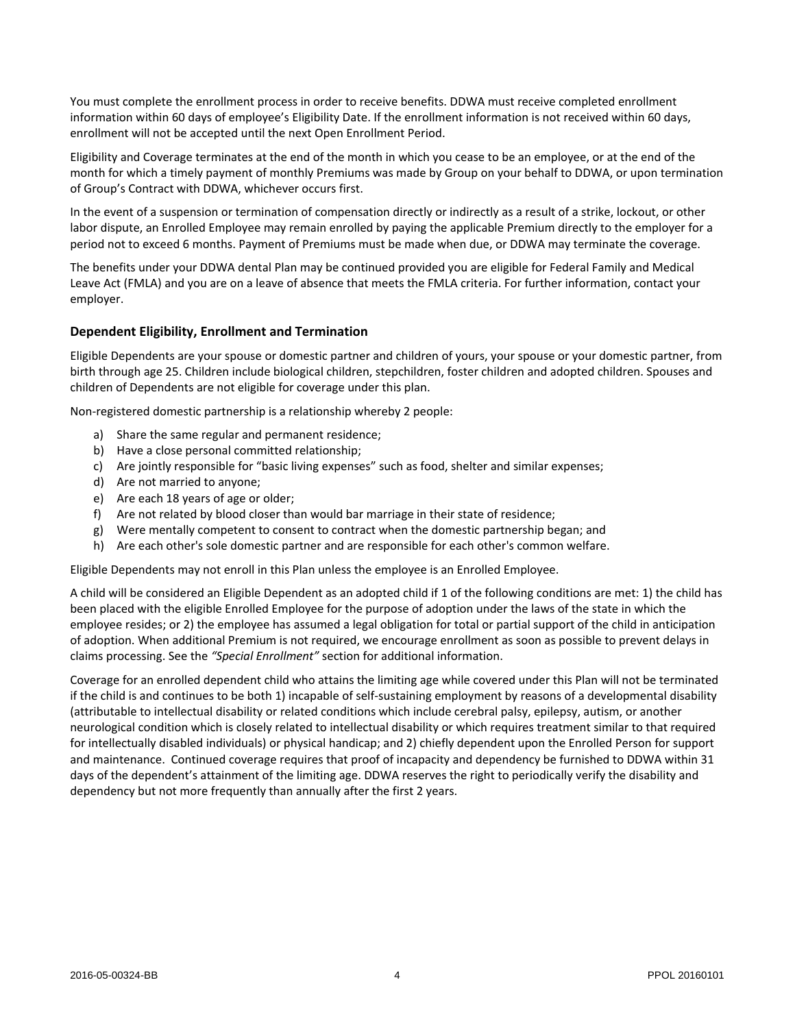You must complete the enrollment process in order to receive benefits. DDWA must receive completed enrollment information within 60 days of employee's Eligibility Date. If the enrollment information is not received within 60 days, enrollment will not be accepted until the next Open Enrollment Period.

Eligibility and Coverage terminates at the end of the month in which you cease to be an employee, or at the end of the month for which a timely payment of monthly Premiums was made by Group on your behalf to DDWA, or upon termination of Group's Contract with DDWA, whichever occurs first.

In the event of a suspension or termination of compensation directly or indirectly as a result of a strike, lockout, or other labor dispute, an Enrolled Employee may remain enrolled by paying the applicable Premium directly to the employer for a period not to exceed 6 months. Payment of Premiums must be made when due, or DDWA may terminate the coverage.

The benefits under your DDWA dental Plan may be continued provided you are eligible for Federal Family and Medical Leave Act (FMLA) and you are on a leave of absence that meets the FMLA criteria. For further information, contact your employer.

### Dependent Eligibility, Enrollment and Termination

Eligible Dependents are your spouse or domestic partner and children of yours, your spouse or your domestic partner, from birth through age 25. Children include biological children, stepchildren, foster children and adopted children. Spouses and children of Dependents are not eligible for coverage under this plan.

Non-registered domestic partnership is a relationship whereby 2 people:

a) Share the same regular and permanent residence;
b) Have a close personal committed relationship;
c) Are jointly responsible for "basic living expenses" such as food, shelter and similar expenses;
d) Are not married to anyone;
e) Are each 18 years of age or older;
f) Are not related by blood closer than would bar marriage in their state of residence;
g) Were mentally competent to consent to contract when the domestic partnership began; and
h) Are each other's sole domestic partner and are responsible for each other's common welfare.

Eligible Dependents may not enroll in this Plan unless the employee is an Enrolled Employee.

A child will be considered an Eligible Dependent as an adopted child if 1 of the following conditions are met: 1) the child has been placed with the eligible Enrolled Employee for the purpose of adoption under the laws of the state in which the employee resides; or 2) the employee has assumed a legal obligation for total or partial support of the child in anticipation of adoption. When additional Premium is not required, we encourage enrollment as soon as possible to prevent delays in claims processing. See the *"Special Enrollment"* section for additional information.

Coverage for an enrolled dependent child who attains the limiting age while covered under this Plan will not be terminated if the child is and continues to be both 1) incapable of self-sustaining employment by reasons of a developmental disability (attributable to intellectual disability or related conditions which include cerebral palsy, epilepsy, autism, or another neurological condition which is closely related to intellectual disability or which requires treatment similar to that required for intellectually disabled individuals) or physical handicap; and 2) chiefly dependent upon the Enrolled Person for support and maintenance. Continued coverage requires that proof of incapacity and dependency be furnished to DDWA within 31 days of the dependent's attainment of the limiting age. DDWA reserves the right to periodically verify the disability and dependency but not more frequently than annually after the first 2 years.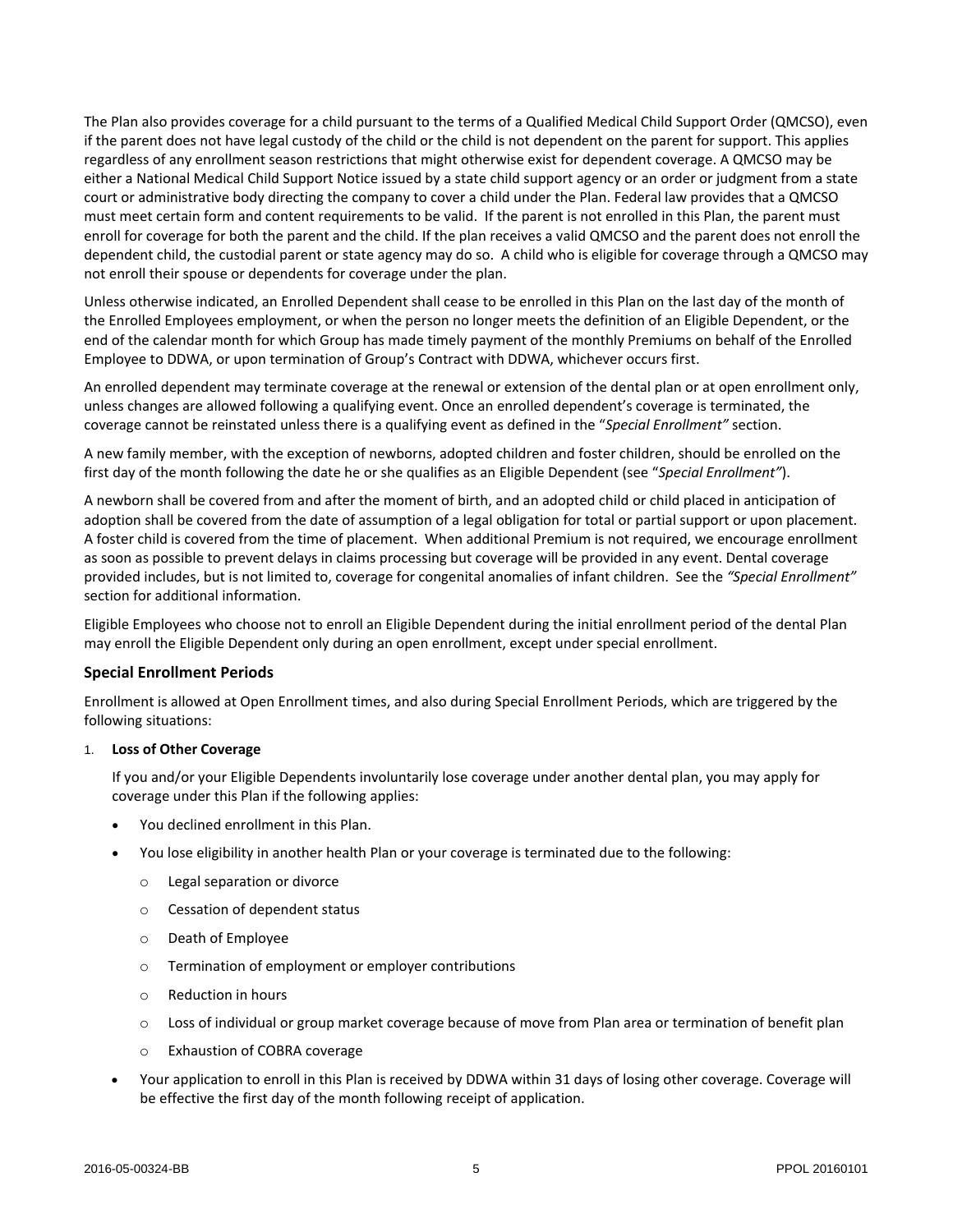The Plan also provides coverage for a child pursuant to the terms of a Qualified Medical Child Support Order (QMCSO), even if the parent does not have legal custody of the child or the child is not dependent on the parent for support. This applies regardless of any enrollment season restrictions that might otherwise exist for dependent coverage. A QMCSO may be either a National Medical Child Support Notice issued by a state child support agency or an order or judgment from a state court or administrative body directing the company to cover a child under the Plan. Federal law provides that a QMCSO must meet certain form and content requirements to be valid. If the parent is not enrolled in this Plan, the parent must enroll for coverage for both the parent and the child. If the plan receives a valid QMCSO and the parent does not enroll the dependent child, the custodial parent or state agency may do so. A child who is eligible for coverage through a QMCSO may not enroll their spouse or dependents for coverage under the plan.

Unless otherwise indicated, an Enrolled Dependent shall cease to be enrolled in this Plan on the last day of the month of the Enrolled Employees employment, or when the person no longer meets the definition of an Eligible Dependent, or the end of the calendar month for which Group has made timely payment of the monthly Premiums on behalf of the Enrolled Employee to DDWA, or upon termination of Group's Contract with DDWA, whichever occurs first.

An enrolled dependent may terminate coverage at the renewal or extension of the dental plan or at open enrollment only, unless changes are allowed following a qualifying event. Once an enrolled dependent's coverage is terminated, the coverage cannot be reinstated unless there is a qualifying event as defined in the "*Special Enrollment"* section.

A new family member, with the exception of newborns, adopted children and foster children, should be enrolled on the first day of the month following the date he or she qualifies as an Eligible Dependent (see "*Special Enrollment"*).

A newborn shall be covered from and after the moment of birth, and an adopted child or child placed in anticipation of adoption shall be covered from the date of assumption of a legal obligation for total or partial support or upon placement. A foster child is covered from the time of placement. When additional Premium is not required, we encourage enrollment as soon as possible to prevent delays in claims processing but coverage will be provided in any event. Dental coverage provided includes, but is not limited to, coverage for congenital anomalies of infant children. See the *"Special Enrollment"* section for additional information.

Eligible Employees who choose not to enroll an Eligible Dependent during the initial enrollment period of the dental Plan may enroll the Eligible Dependent only during an open enrollment, except under special enrollment.

### Special Enrollment Periods

Enrollment is allowed at Open Enrollment times, and also during Special Enrollment Periods, which are triggered by the following situations:

1. **Loss of Other Coverage**

   If you and/or your Eligible Dependents involuntarily lose coverage under another dental plan, you may apply for coverage under this Plan if the following applies:

   - You declined enrollment in this Plan.
   - You lose eligibility in another health Plan or your coverage is terminated due to the following:
     - Legal separation or divorce
     - Cessation of dependent status
     - Death of Employee
     - Termination of employment or employer contributions
     - Reduction in hours
     - Loss of individual or group market coverage because of move from Plan area or termination of benefit plan
     - Exhaustion of COBRA coverage
   - Your application to enroll in this Plan is received by DDWA within 31 days of losing other coverage. Coverage will be effective the first day of the month following receipt of application.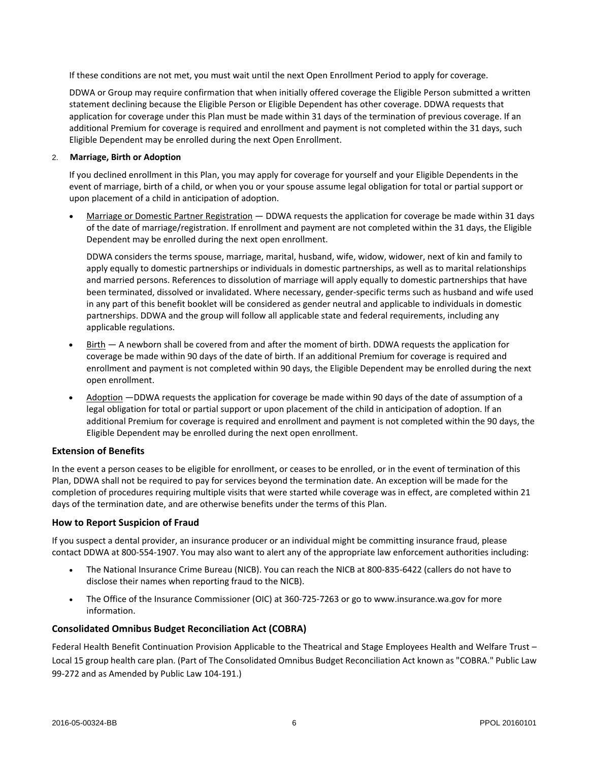If these conditions are not met, you must wait until the next Open Enrollment Period to apply for coverage.

DDWA or Group may require confirmation that when initially offered coverage the Eligible Person submitted a written statement declining because the Eligible Person or Eligible Dependent has other coverage. DDWA requests that application for coverage under this Plan must be made within 31 days of the termination of previous coverage. If an additional Premium for coverage is required and enrollment and payment is not completed within the 31 days, such Eligible Dependent may be enrolled during the next Open Enrollment.

2. **Marriage, Birth or Adoption**

If you declined enrollment in this Plan, you may apply for coverage for yourself and your Eligible Dependents in the event of marriage, birth of a child, or when you or your spouse assume legal obligation for total or partial support or upon placement of a child in anticipation of adoption.

- Marriage or Domestic Partner Registration — DDWA requests the application for coverage be made within 31 days of the date of marriage/registration. If enrollment and payment are not completed within the 31 days, the Eligible Dependent may be enrolled during the next open enrollment.

  DDWA considers the terms spouse, marriage, marital, husband, wife, widow, widower, next of kin and family to apply equally to domestic partnerships or individuals in domestic partnerships, as well as to marital relationships and married persons. References to dissolution of marriage will apply equally to domestic partnerships that have been terminated, dissolved or invalidated. Where necessary, gender-specific terms such as husband and wife used in any part of this benefit booklet will be considered as gender neutral and applicable to individuals in domestic partnerships. DDWA and the group will follow all applicable state and federal requirements, including any applicable regulations.

- Birth — A newborn shall be covered from and after the moment of birth. DDWA requests the application for coverage be made within 90 days of the date of birth. If an additional Premium for coverage is required and enrollment and payment is not completed within 90 days, the Eligible Dependent may be enrolled during the next open enrollment.

- Adoption —DDWA requests the application for coverage be made within 90 days of the date of assumption of a legal obligation for total or partial support or upon placement of the child in anticipation of adoption. If an additional Premium for coverage is required and enrollment and payment is not completed within the 90 days, the Eligible Dependent may be enrolled during the next open enrollment.

### Extension of Benefits

In the event a person ceases to be eligible for enrollment, or ceases to be enrolled, or in the event of termination of this Plan, DDWA shall not be required to pay for services beyond the termination date. An exception will be made for the completion of procedures requiring multiple visits that were started while coverage was in effect, are completed within 21 days of the termination date, and are otherwise benefits under the terms of this Plan.

### How to Report Suspicion of Fraud

If you suspect a dental provider, an insurance producer or an individual might be committing insurance fraud, please contact DDWA at 800-554-1907. You may also want to alert any of the appropriate law enforcement authorities including:

- The National Insurance Crime Bureau (NICB). You can reach the NICB at 800-835-6422 (callers do not have to disclose their names when reporting fraud to the NICB).
- The Office of the Insurance Commissioner (OIC) at 360-725-7263 or go to www.insurance.wa.gov for more information.

### Consolidated Omnibus Budget Reconciliation Act (COBRA)

Federal Health Benefit Continuation Provision Applicable to the Theatrical and Stage Employees Health and Welfare Trust – Local 15 group health care plan. (Part of The Consolidated Omnibus Budget Reconciliation Act known as "COBRA." Public Law 99-272 and as Amended by Public Law 104-191.)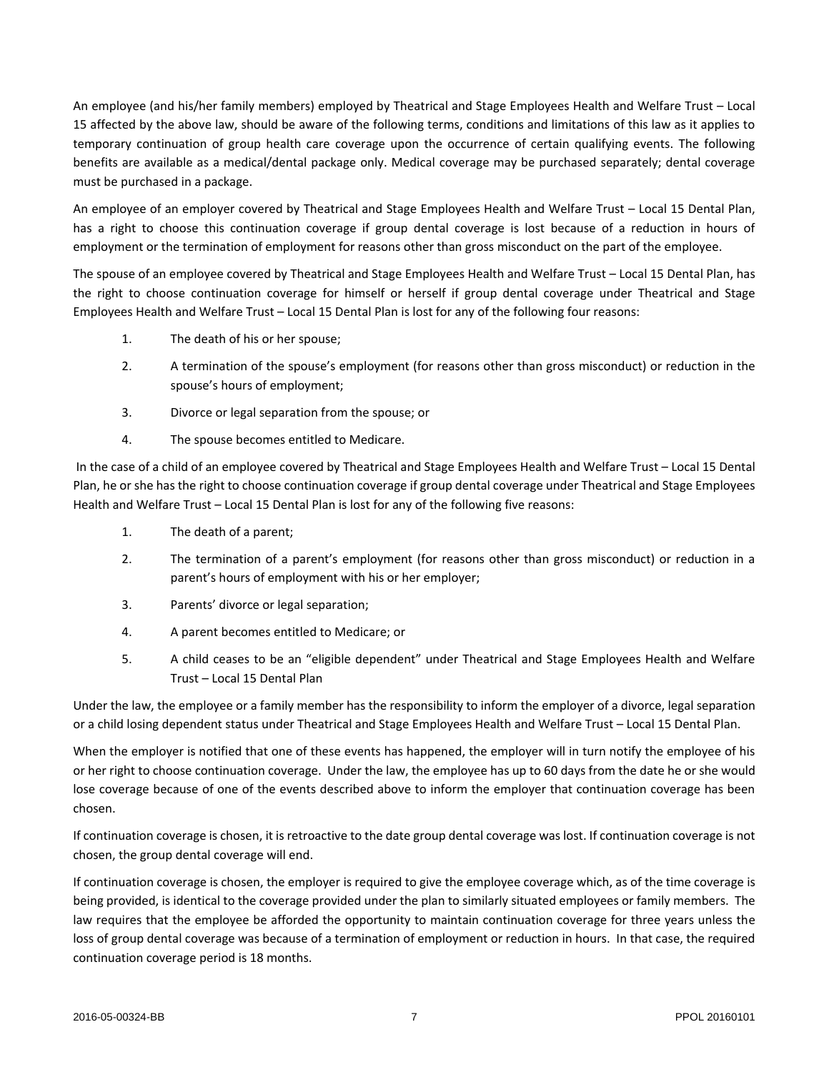An employee (and his/her family members) employed by Theatrical and Stage Employees Health and Welfare Trust – Local 15 affected by the above law, should be aware of the following terms, conditions and limitations of this law as it applies to temporary continuation of group health care coverage upon the occurrence of certain qualifying events. The following benefits are available as a medical/dental package only. Medical coverage may be purchased separately; dental coverage must be purchased in a package.

An employee of an employer covered by Theatrical and Stage Employees Health and Welfare Trust – Local 15 Dental Plan, has a right to choose this continuation coverage if group dental coverage is lost because of a reduction in hours of employment or the termination of employment for reasons other than gross misconduct on the part of the employee.

The spouse of an employee covered by Theatrical and Stage Employees Health and Welfare Trust – Local 15 Dental Plan, has the right to choose continuation coverage for himself or herself if group dental coverage under Theatrical and Stage Employees Health and Welfare Trust – Local 15 Dental Plan is lost for any of the following four reasons:

1. The death of his or her spouse;
2. A termination of the spouse's employment (for reasons other than gross misconduct) or reduction in the spouse's hours of employment;
3. Divorce or legal separation from the spouse; or
4. The spouse becomes entitled to Medicare.

In the case of a child of an employee covered by Theatrical and Stage Employees Health and Welfare Trust – Local 15 Dental Plan, he or she has the right to choose continuation coverage if group dental coverage under Theatrical and Stage Employees Health and Welfare Trust – Local 15 Dental Plan is lost for any of the following five reasons:

1. The death of a parent;
2. The termination of a parent's employment (for reasons other than gross misconduct) or reduction in a parent's hours of employment with his or her employer;
3. Parents' divorce or legal separation;
4. A parent becomes entitled to Medicare; or
5. A child ceases to be an "eligible dependent" under Theatrical and Stage Employees Health and Welfare Trust – Local 15 Dental Plan

Under the law, the employee or a family member has the responsibility to inform the employer of a divorce, legal separation or a child losing dependent status under Theatrical and Stage Employees Health and Welfare Trust – Local 15 Dental Plan.

When the employer is notified that one of these events has happened, the employer will in turn notify the employee of his or her right to choose continuation coverage. Under the law, the employee has up to 60 days from the date he or she would lose coverage because of one of the events described above to inform the employer that continuation coverage has been chosen.

If continuation coverage is chosen, it is retroactive to the date group dental coverage was lost. If continuation coverage is not chosen, the group dental coverage will end.

If continuation coverage is chosen, the employer is required to give the employee coverage which, as of the time coverage is being provided, is identical to the coverage provided under the plan to similarly situated employees or family members. The law requires that the employee be afforded the opportunity to maintain continuation coverage for three years unless the loss of group dental coverage was because of a termination of employment or reduction in hours. In that case, the required continuation coverage period is 18 months.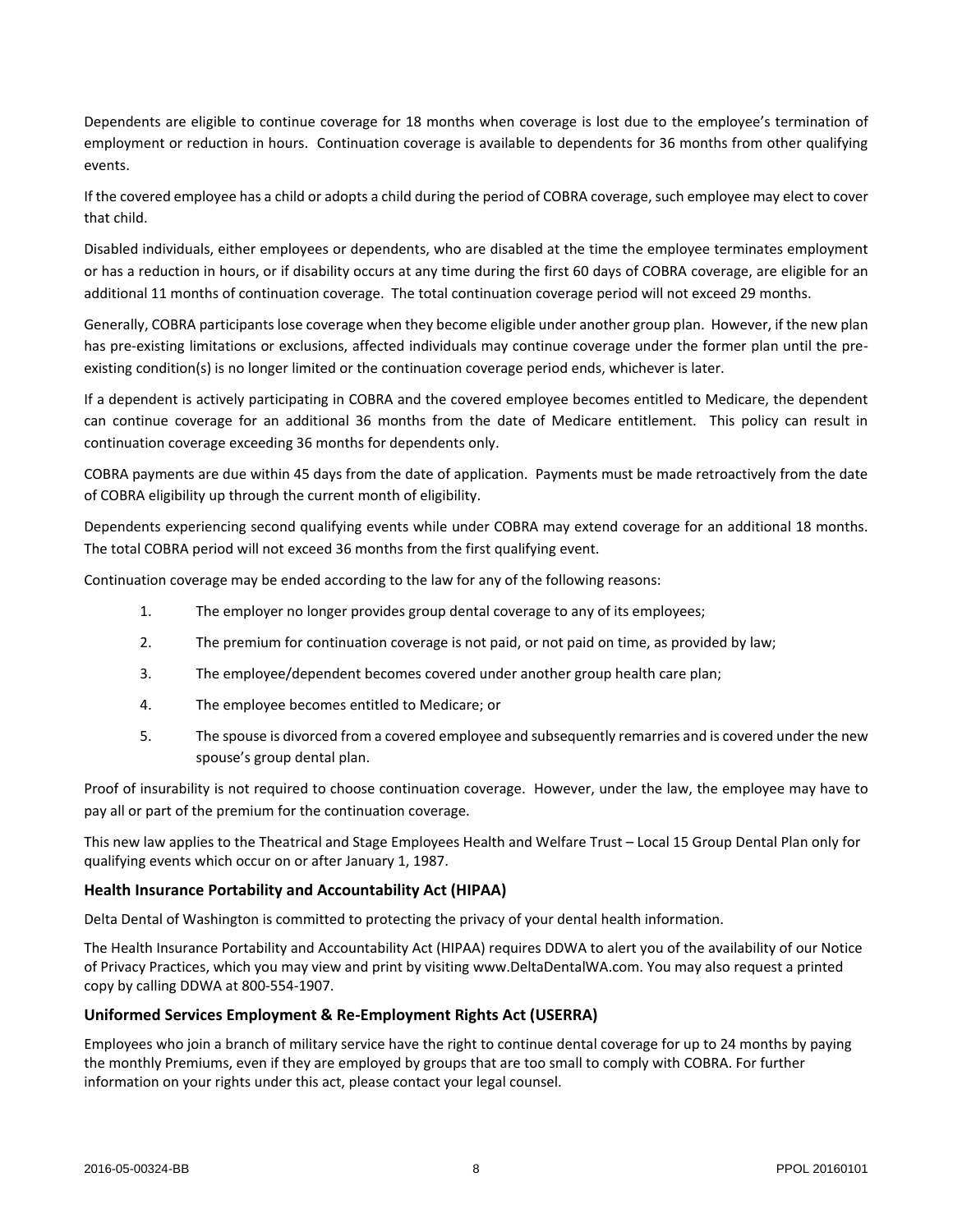Dependents are eligible to continue coverage for 18 months when coverage is lost due to the employee's termination of employment or reduction in hours. Continuation coverage is available to dependents for 36 months from other qualifying events.

If the covered employee has a child or adopts a child during the period of COBRA coverage, such employee may elect to cover that child.

Disabled individuals, either employees or dependents, who are disabled at the time the employee terminates employment or has a reduction in hours, or if disability occurs at any time during the first 60 days of COBRA coverage, are eligible for an additional 11 months of continuation coverage. The total continuation coverage period will not exceed 29 months.

Generally, COBRA participants lose coverage when they become eligible under another group plan. However, if the new plan has pre-existing limitations or exclusions, affected individuals may continue coverage under the former plan until the pre-existing condition(s) is no longer limited or the continuation coverage period ends, whichever is later.

If a dependent is actively participating in COBRA and the covered employee becomes entitled to Medicare, the dependent can continue coverage for an additional 36 months from the date of Medicare entitlement. This policy can result in continuation coverage exceeding 36 months for dependents only.

COBRA payments are due within 45 days from the date of application. Payments must be made retroactively from the date of COBRA eligibility up through the current month of eligibility.

Dependents experiencing second qualifying events while under COBRA may extend coverage for an additional 18 months. The total COBRA period will not exceed 36 months from the first qualifying event.

Continuation coverage may be ended according to the law for any of the following reasons:

1. The employer no longer provides group dental coverage to any of its employees;
2. The premium for continuation coverage is not paid, or not paid on time, as provided by law;
3. The employee/dependent becomes covered under another group health care plan;
4. The employee becomes entitled to Medicare; or
5. The spouse is divorced from a covered employee and subsequently remarries and is covered under the new spouse's group dental plan.

Proof of insurability is not required to choose continuation coverage. However, under the law, the employee may have to pay all or part of the premium for the continuation coverage.

This new law applies to the Theatrical and Stage Employees Health and Welfare Trust – Local 15 Group Dental Plan only for qualifying events which occur on or after January 1, 1987.

### Health Insurance Portability and Accountability Act (HIPAA)

Delta Dental of Washington is committed to protecting the privacy of your dental health information.

The Health Insurance Portability and Accountability Act (HIPAA) requires DDWA to alert you of the availability of our Notice of Privacy Practices, which you may view and print by visiting www.DeltaDentalWA.com. You may also request a printed copy by calling DDWA at 800-554-1907.

### Uniformed Services Employment & Re-Employment Rights Act (USERRA)

Employees who join a branch of military service have the right to continue dental coverage for up to 24 months by paying the monthly Premiums, even if they are employed by groups that are too small to comply with COBRA. For further information on your rights under this act, please contact your legal counsel.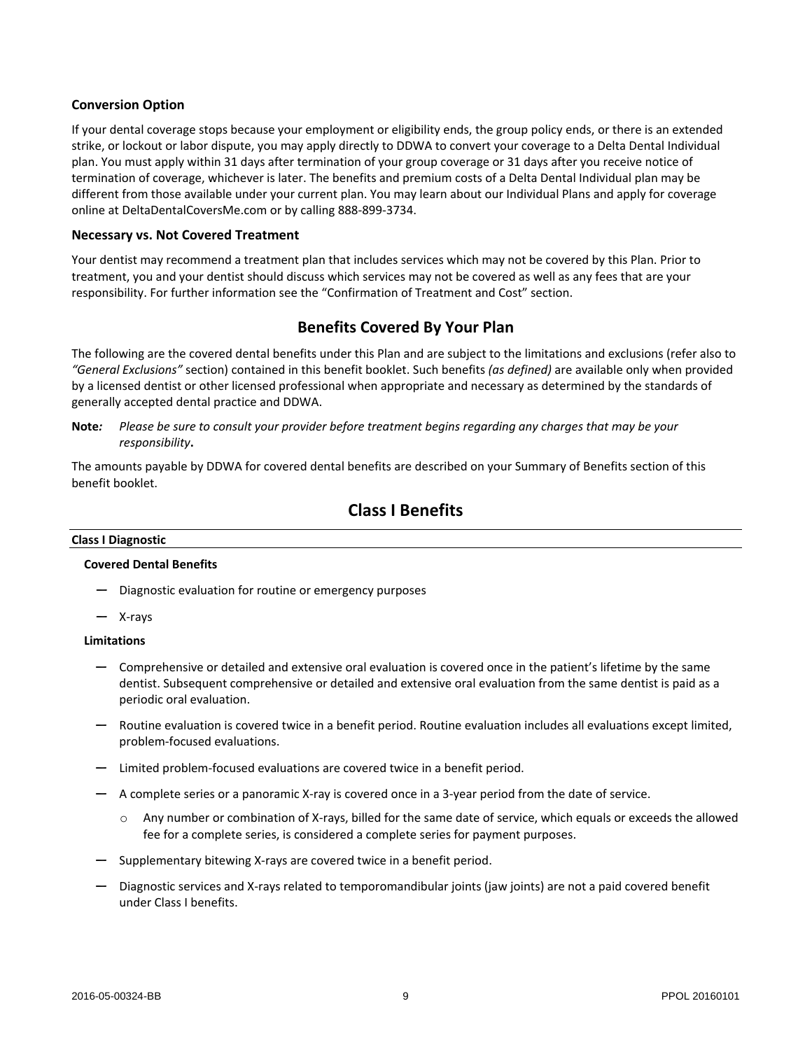### Conversion Option

If your dental coverage stops because your employment or eligibility ends, the group policy ends, or there is an extended strike, or lockout or labor dispute, you may apply directly to DDWA to convert your coverage to a Delta Dental Individual plan. You must apply within 31 days after termination of your group coverage or 31 days after you receive notice of termination of coverage, whichever is later. The benefits and premium costs of a Delta Dental Individual plan may be different from those available under your current plan. You may learn about our Individual Plans and apply for coverage online at DeltaDentalCoversMe.com or by calling 888-899-3734.

### Necessary vs. Not Covered Treatment

Your dentist may recommend a treatment plan that includes services which may not be covered by this Plan. Prior to treatment, you and your dentist should discuss which services may not be covered as well as any fees that are your responsibility. For further information see the "Confirmation of Treatment and Cost" section.

## Benefits Covered By Your Plan

The following are the covered dental benefits under this Plan and are subject to the limitations and exclusions (refer also to *"General Exclusions"* section) contained in this benefit booklet. Such benefits *(as defined)* are available only when provided by a licensed dentist or other licensed professional when appropriate and necessary as determined by the standards of generally accepted dental practice and DDWA.

**Note***:* *Please be sure to consult your provider before treatment begins regarding any charges that may be your responsibility***.**

The amounts payable by DDWA for covered dental benefits are described on your Summary of Benefits section of this benefit booklet.

## Class I Benefits

**Class I Diagnostic**

**Covered Dental Benefits**

- Diagnostic evaluation for routine or emergency purposes
- X-rays

**Limitations**

- Comprehensive or detailed and extensive oral evaluation is covered once in the patient's lifetime by the same dentist. Subsequent comprehensive or detailed and extensive oral evaluation from the same dentist is paid as a periodic oral evaluation.
- Routine evaluation is covered twice in a benefit period. Routine evaluation includes all evaluations except limited, problem-focused evaluations.
- Limited problem-focused evaluations are covered twice in a benefit period.
- A complete series or a panoramic X-ray is covered once in a 3-year period from the date of service.
  - Any number or combination of X-rays, billed for the same date of service, which equals or exceeds the allowed fee for a complete series, is considered a complete series for payment purposes.
- Supplementary bitewing X-rays are covered twice in a benefit period.
- Diagnostic services and X-rays related to temporomandibular joints (jaw joints) are not a paid covered benefit under Class I benefits.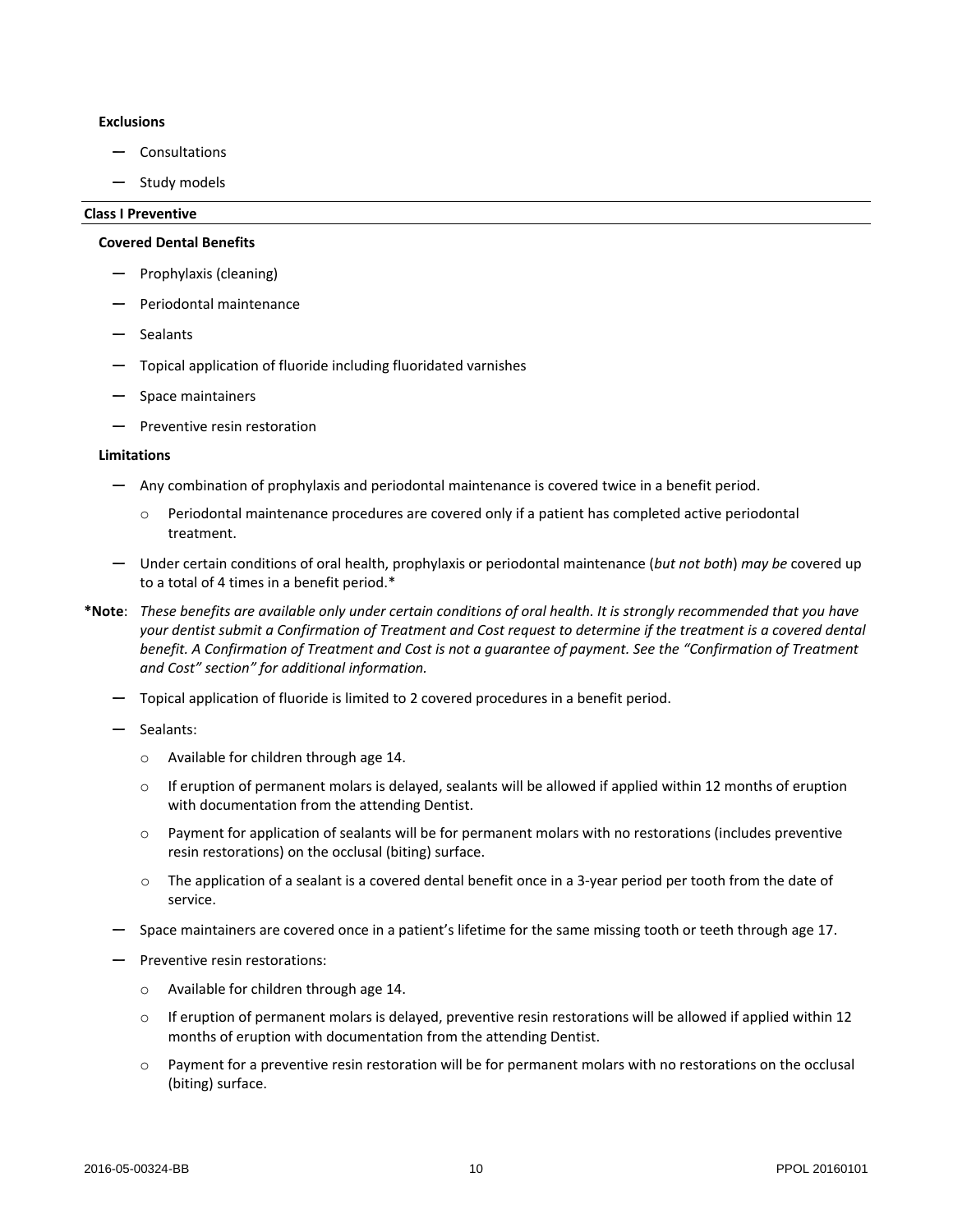**Exclusions**

- Consultations
- Study models

## Class I Preventive

**Covered Dental Benefits**

- Prophylaxis (cleaning)
- Periodontal maintenance
- Sealants
- Topical application of fluoride including fluoridated varnishes
- Space maintainers
- Preventive resin restoration

**Limitations**

- Any combination of prophylaxis and periodontal maintenance is covered twice in a benefit period.
  - Periodontal maintenance procedures are covered only if a patient has completed active periodontal treatment.
- Under certain conditions of oral health, prophylaxis or periodontal maintenance (*but not both*) *may be* covered up to a total of 4 times in a benefit period.*

***Note**: *These benefits are available only under certain conditions of oral health. It is strongly recommended that you have your dentist submit a Confirmation of Treatment and Cost request to determine if the treatment is a covered dental benefit. A Confirmation of Treatment and Cost is not a guarantee of payment. See the "Confirmation of Treatment and Cost" section" for additional information.*

- Topical application of fluoride is limited to 2 covered procedures in a benefit period.
- Sealants:
  - Available for children through age 14.
  - If eruption of permanent molars is delayed, sealants will be allowed if applied within 12 months of eruption with documentation from the attending Dentist.
  - Payment for application of sealants will be for permanent molars with no restorations (includes preventive resin restorations) on the occlusal (biting) surface.
  - The application of a sealant is a covered dental benefit once in a 3-year period per tooth from the date of service.
- Space maintainers are covered once in a patient's lifetime for the same missing tooth or teeth through age 17.
- Preventive resin restorations:
  - Available for children through age 14.
  - If eruption of permanent molars is delayed, preventive resin restorations will be allowed if applied within 12 months of eruption with documentation from the attending Dentist.
  - Payment for a preventive resin restoration will be for permanent molars with no restorations on the occlusal (biting) surface.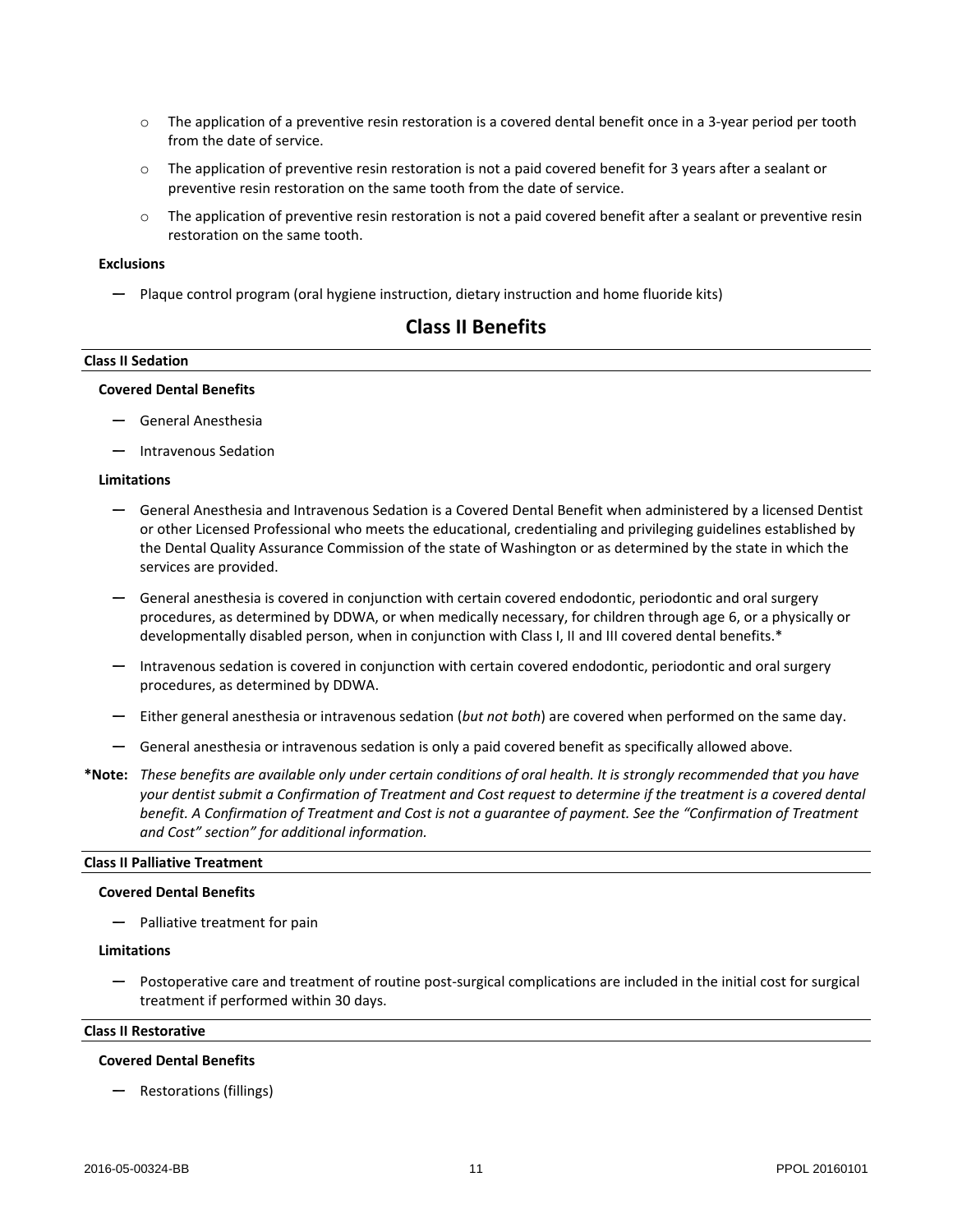- The application of a preventive resin restoration is a covered dental benefit once in a 3-year period per tooth from the date of service.
- The application of preventive resin restoration is not a paid covered benefit for 3 years after a sealant or preventive resin restoration on the same tooth from the date of service.
- The application of preventive resin restoration is not a paid covered benefit after a sealant or preventive resin restoration on the same tooth.

**Exclusions**

- Plaque control program (oral hygiene instruction, dietary instruction and home fluoride kits)

## Class II Benefits

### Class II Sedation

**Covered Dental Benefits**

- General Anesthesia
- Intravenous Sedation

**Limitations**

- General Anesthesia and Intravenous Sedation is a Covered Dental Benefit when administered by a licensed Dentist or other Licensed Professional who meets the educational, credentialing and privileging guidelines established by the Dental Quality Assurance Commission of the state of Washington or as determined by the state in which the services are provided.
- General anesthesia is covered in conjunction with certain covered endodontic, periodontic and oral surgery procedures, as determined by DDWA, or when medically necessary, for children through age 6, or a physically or developmentally disabled person, when in conjunction with Class I, II and III covered dental benefits.*
- Intravenous sedation is covered in conjunction with certain covered endodontic, periodontic and oral surgery procedures, as determined by DDWA.
- Either general anesthesia or intravenous sedation (*but not both*) are covered when performed on the same day.
- General anesthesia or intravenous sedation is only a paid covered benefit as specifically allowed above.

**\*Note:** *These benefits are available only under certain conditions of oral health. It is strongly recommended that you have your dentist submit a Confirmation of Treatment and Cost request to determine if the treatment is a covered dental benefit. A Confirmation of Treatment and Cost is not a guarantee of payment. See the "Confirmation of Treatment and Cost" section" for additional information.*

### Class II Palliative Treatment

**Covered Dental Benefits**

- Palliative treatment for pain

**Limitations**

- Postoperative care and treatment of routine post-surgical complications are included in the initial cost for surgical treatment if performed within 30 days.

### Class II Restorative

**Covered Dental Benefits**

- Restorations (fillings)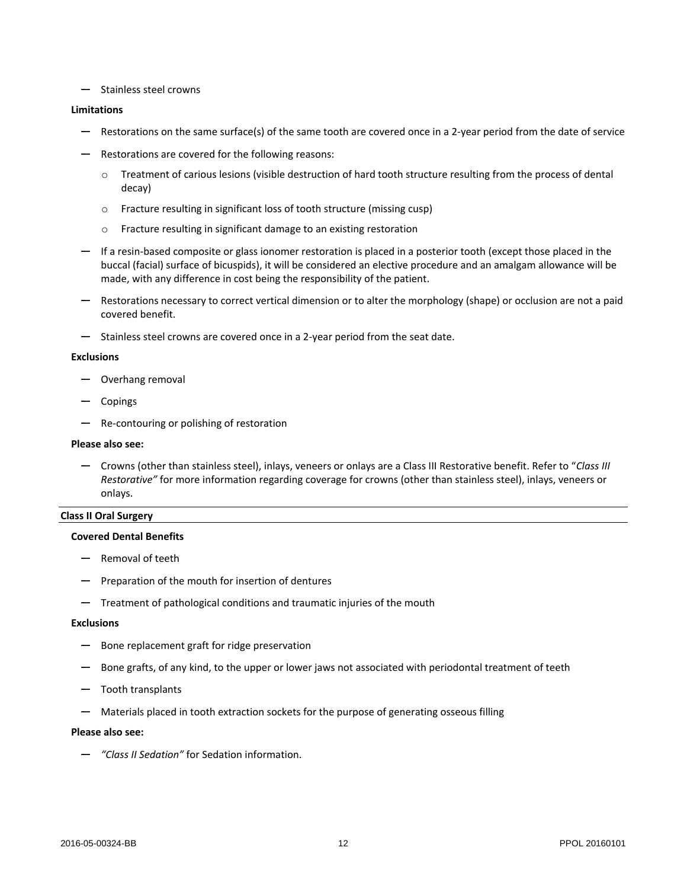- Stainless steel crowns

**Limitations**

- Restorations on the same surface(s) of the same tooth are covered once in a 2-year period from the date of service
- Restorations are covered for the following reasons:
  - Treatment of carious lesions (visible destruction of hard tooth structure resulting from the process of dental decay)
  - Fracture resulting in significant loss of tooth structure (missing cusp)
  - Fracture resulting in significant damage to an existing restoration
- If a resin-based composite or glass ionomer restoration is placed in a posterior tooth (except those placed in the buccal (facial) surface of bicuspids), it will be considered an elective procedure and an amalgam allowance will be made, with any difference in cost being the responsibility of the patient.
- Restorations necessary to correct vertical dimension or to alter the morphology (shape) or occlusion are not a paid covered benefit.
- Stainless steel crowns are covered once in a 2-year period from the seat date.

**Exclusions**

- Overhang removal
- Copings
- Re-contouring or polishing of restoration

**Please also see:**

- Crowns (other than stainless steel), inlays, veneers or onlays are a Class III Restorative benefit. Refer to "*Class III Restorative"* for more information regarding coverage for crowns (other than stainless steel), inlays, veneers or onlays.

### Class II Oral Surgery

**Covered Dental Benefits**

- Removal of teeth
- Preparation of the mouth for insertion of dentures
- Treatment of pathological conditions and traumatic injuries of the mouth

**Exclusions**

- Bone replacement graft for ridge preservation
- Bone grafts, of any kind, to the upper or lower jaws not associated with periodontal treatment of teeth
- Tooth transplants
- Materials placed in tooth extraction sockets for the purpose of generating osseous filling

**Please also see:**

- *"Class II Sedation"* for Sedation information.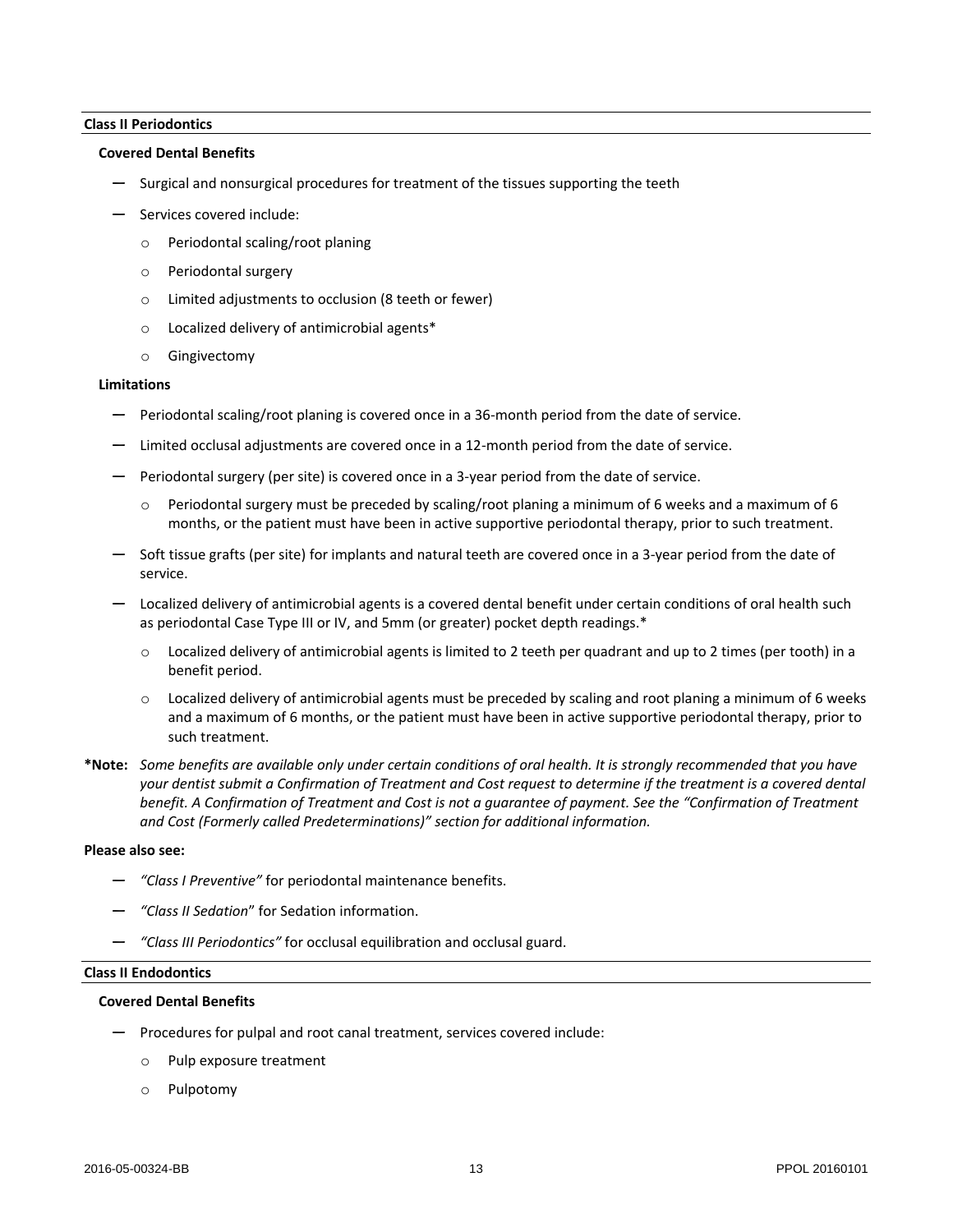## Class II Periodontics

### Covered Dental Benefits

- Surgical and nonsurgical procedures for treatment of the tissues supporting the teeth
- Services covered include:
  - Periodontal scaling/root planing
  - Periodontal surgery
  - Limited adjustments to occlusion (8 teeth or fewer)
  - Localized delivery of antimicrobial agents*
  - Gingivectomy

### Limitations

- Periodontal scaling/root planing is covered once in a 36-month period from the date of service.
- Limited occlusal adjustments are covered once in a 12-month period from the date of service.
- Periodontal surgery (per site) is covered once in a 3-year period from the date of service.
  - Periodontal surgery must be preceded by scaling/root planing a minimum of 6 weeks and a maximum of 6 months, or the patient must have been in active supportive periodontal therapy, prior to such treatment.
- Soft tissue grafts (per site) for implants and natural teeth are covered once in a 3-year period from the date of service.
- Localized delivery of antimicrobial agents is a covered dental benefit under certain conditions of oral health such as periodontal Case Type III or IV, and 5mm (or greater) pocket depth readings.*
  - Localized delivery of antimicrobial agents is limited to 2 teeth per quadrant and up to 2 times (per tooth) in a benefit period.
  - Localized delivery of antimicrobial agents must be preceded by scaling and root planing a minimum of 6 weeks and a maximum of 6 months, or the patient must have been in active supportive periodontal therapy, prior to such treatment.

**\*Note:** *Some benefits are available only under certain conditions of oral health. It is strongly recommended that you have your dentist submit a Confirmation of Treatment and Cost request to determine if the treatment is a covered dental benefit. A Confirmation of Treatment and Cost is not a guarantee of payment. See the "Confirmation of Treatment and Cost (Formerly called Predeterminations)" section for additional information.*

**Please also see:**

- *"Class I Preventive"* for periodontal maintenance benefits.
- *"Class II Sedation"* for Sedation information.
- *"Class III Periodontics"* for occlusal equilibration and occlusal guard.

## Class II Endodontics

### Covered Dental Benefits

- Procedures for pulpal and root canal treatment, services covered include:
  - Pulp exposure treatment
  - Pulpotomy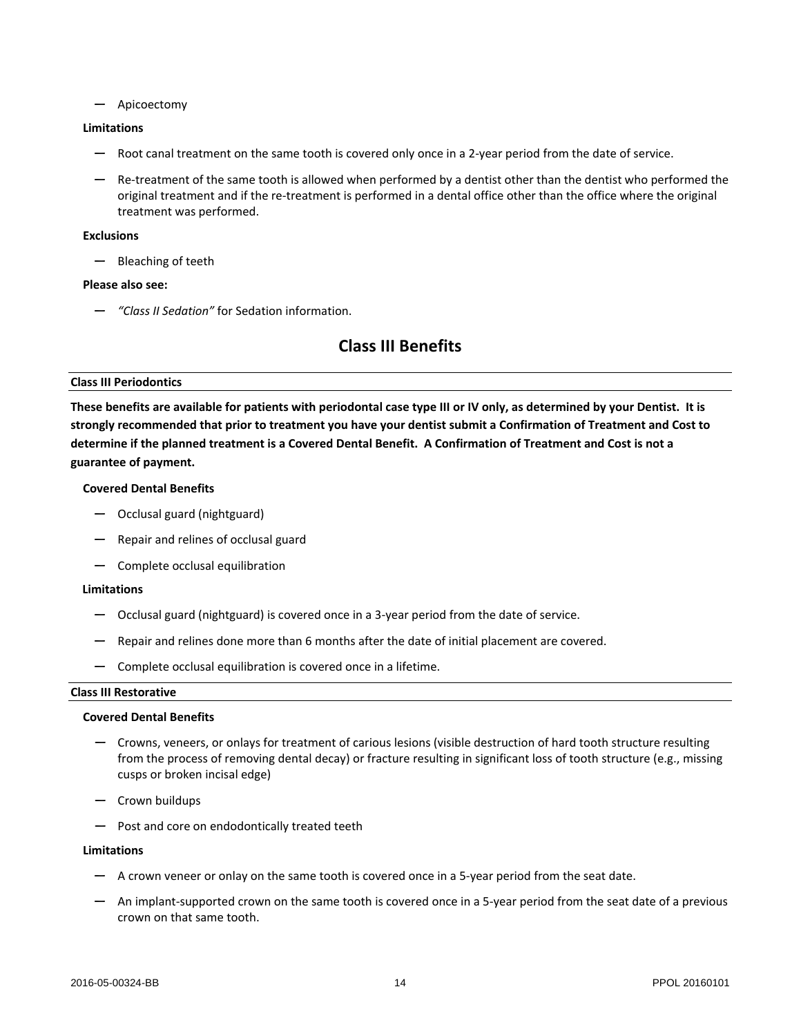- Apicoectomy

**Limitations**

- Root canal treatment on the same tooth is covered only once in a 2-year period from the date of service.
- Re-treatment of the same tooth is allowed when performed by a dentist other than the dentist who performed the original treatment and if the re-treatment is performed in a dental office other than the office where the original treatment was performed.

**Exclusions**

- Bleaching of teeth

**Please also see:**

- *"Class II Sedation"* for Sedation information.

## Class III Benefits

### Class III Periodontics

**These benefits are available for patients with periodontal case type III or IV only, as determined by your Dentist. It is strongly recommended that prior to treatment you have your dentist submit a Confirmation of Treatment and Cost to determine if the planned treatment is a Covered Dental Benefit. A Confirmation of Treatment and Cost is not a guarantee of payment.**

**Covered Dental Benefits**

- Occlusal guard (nightguard)
- Repair and relines of occlusal guard
- Complete occlusal equilibration

**Limitations**

- Occlusal guard (nightguard) is covered once in a 3-year period from the date of service.
- Repair and relines done more than 6 months after the date of initial placement are covered.
- Complete occlusal equilibration is covered once in a lifetime.

### Class III Restorative

**Covered Dental Benefits**

- Crowns, veneers, or onlays for treatment of carious lesions (visible destruction of hard tooth structure resulting from the process of removing dental decay) or fracture resulting in significant loss of tooth structure (e.g., missing cusps or broken incisal edge)
- Crown buildups
- Post and core on endodontically treated teeth

**Limitations**

- A crown veneer or onlay on the same tooth is covered once in a 5-year period from the seat date.
- An implant-supported crown on the same tooth is covered once in a 5-year period from the seat date of a previous crown on that same tooth.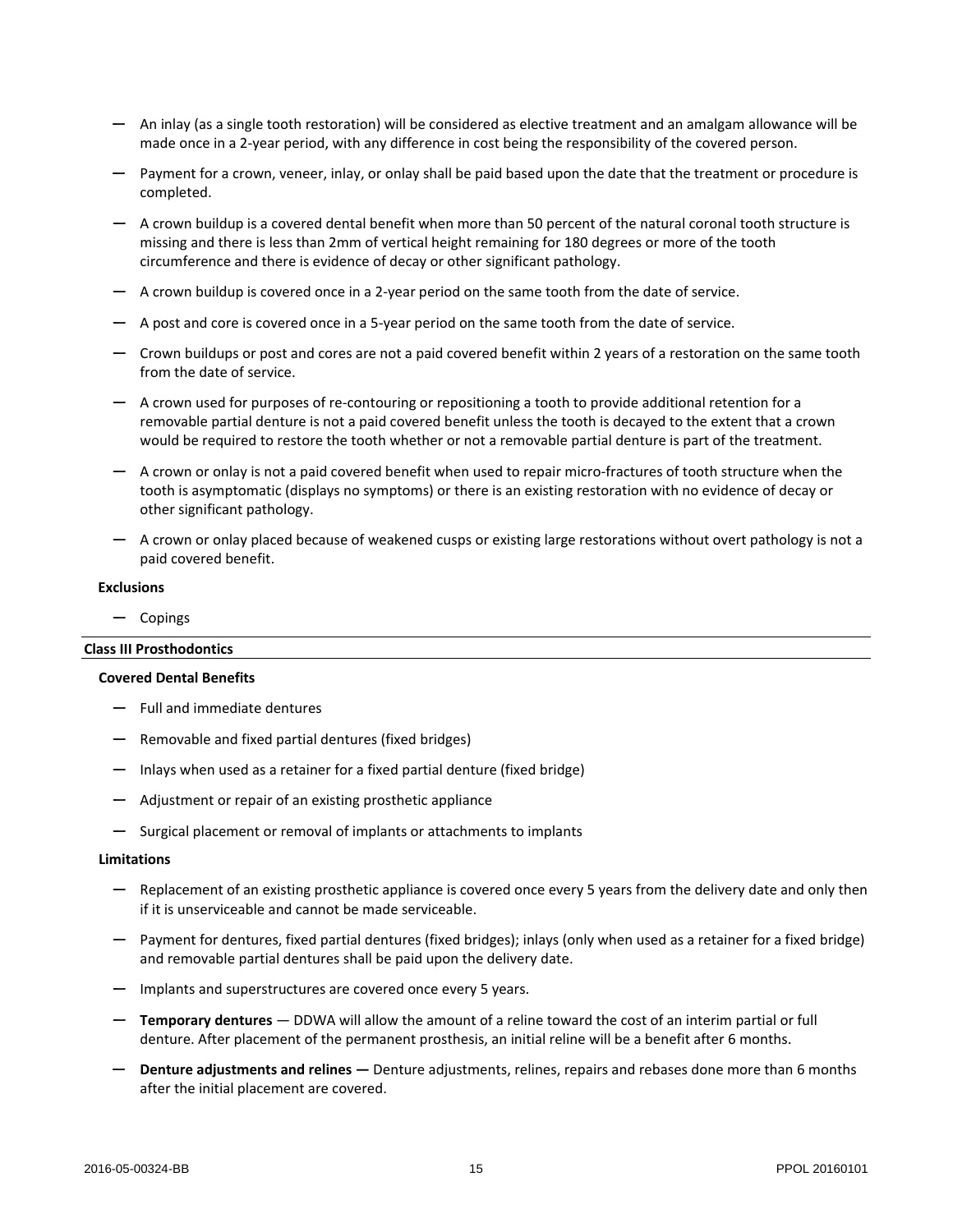- An inlay (as a single tooth restoration) will be considered as elective treatment and an amalgam allowance will be made once in a 2-year period, with any difference in cost being the responsibility of the covered person.
- Payment for a crown, veneer, inlay, or onlay shall be paid based upon the date that the treatment or procedure is completed.
- A crown buildup is a covered dental benefit when more than 50 percent of the natural coronal tooth structure is missing and there is less than 2mm of vertical height remaining for 180 degrees or more of the tooth circumference and there is evidence of decay or other significant pathology.
- A crown buildup is covered once in a 2-year period on the same tooth from the date of service.
- A post and core is covered once in a 5-year period on the same tooth from the date of service.
- Crown buildups or post and cores are not a paid covered benefit within 2 years of a restoration on the same tooth from the date of service.
- A crown used for purposes of re-contouring or repositioning a tooth to provide additional retention for a removable partial denture is not a paid covered benefit unless the tooth is decayed to the extent that a crown would be required to restore the tooth whether or not a removable partial denture is part of the treatment.
- A crown or onlay is not a paid covered benefit when used to repair micro-fractures of tooth structure when the tooth is asymptomatic (displays no symptoms) or there is an existing restoration with no evidence of decay or other significant pathology.
- A crown or onlay placed because of weakened cusps or existing large restorations without overt pathology is not a paid covered benefit.

**Exclusions**

- Copings

### Class III Prosthodontics

**Covered Dental Benefits**

- Full and immediate dentures
- Removable and fixed partial dentures (fixed bridges)
- Inlays when used as a retainer for a fixed partial denture (fixed bridge)
- Adjustment or repair of an existing prosthetic appliance
- Surgical placement or removal of implants or attachments to implants

**Limitations**

- Replacement of an existing prosthetic appliance is covered once every 5 years from the delivery date and only then if it is unserviceable and cannot be made serviceable.
- Payment for dentures, fixed partial dentures (fixed bridges); inlays (only when used as a retainer for a fixed bridge) and removable partial dentures shall be paid upon the delivery date.
- Implants and superstructures are covered once every 5 years.
- **Temporary dentures** — DDWA will allow the amount of a reline toward the cost of an interim partial or full denture. After placement of the permanent prosthesis, an initial reline will be a benefit after 6 months.
- **Denture adjustments and relines —** Denture adjustments, relines, repairs and rebases done more than 6 months after the initial placement are covered.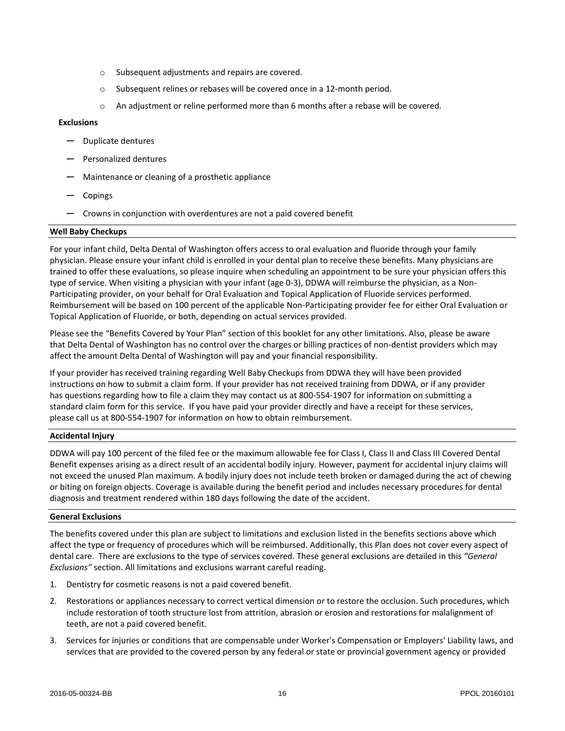- Subsequent adjustments and repairs are covered.
- Subsequent relines or rebases will be covered once in a 12-month period.
- An adjustment or reline performed more than 6 months after a rebase will be covered.

**Exclusions**

- Duplicate dentures
- Personalized dentures
- Maintenance or cleaning of a prosthetic appliance
- Copings
- Crowns in conjunction with overdentures are not a paid covered benefit

**Well Baby Checkups**

For your infant child, Delta Dental of Washington offers access to oral evaluation and fluoride through your family physician. Please ensure your infant child is enrolled in your dental plan to receive these benefits. Many physicians are trained to offer these evaluations, so please inquire when scheduling an appointment to be sure your physician offers this type of service. When visiting a physician with your infant (age 0-3), DDWA will reimburse the physician, as a Non-Participating provider, on your behalf for Oral Evaluation and Topical Application of Fluoride services performed. Reimbursement will be based on 100 percent of the applicable Non-Participating provider fee for either Oral Evaluation or Topical Application of Fluoride, or both, depending on actual services provided.

Please see the "Benefits Covered by Your Plan" section of this booklet for any other limitations. Also, please be aware that Delta Dental of Washington has no control over the charges or billing practices of non-dentist providers which may affect the amount Delta Dental of Washington will pay and your financial responsibility.

If your provider has received training regarding Well Baby Checkups from DDWA they will have been provided instructions on how to submit a claim form. If your provider has not received training from DDWA, or if any provider has questions regarding how to file a claim they may contact us at 800-554-1907 for information on submitting a standard claim form for this service. If you have paid your provider directly and have a receipt for these services, please call us at 800-554-1907 for information on how to obtain reimbursement.

**Accidental Injury**

DDWA will pay 100 percent of the filed fee or the maximum allowable fee for Class I, Class II and Class III Covered Dental Benefit expenses arising as a direct result of an accidental bodily injury. However, payment for accidental injury claims will not exceed the unused Plan maximum. A bodily injury does not include teeth broken or damaged during the act of chewing or biting on foreign objects. Coverage is available during the benefit period and includes necessary procedures for dental diagnosis and treatment rendered within 180 days following the date of the accident.

**General Exclusions**

The benefits covered under this plan are subject to limitations and exclusion listed in the benefits sections above which affect the type or frequency of procedures which will be reimbursed. Additionally, this Plan does not cover every aspect of dental care. There are exclusions to the type of services covered. These general exclusions are detailed in this *"General Exclusions"* section. All limitations and exclusions warrant careful reading.

1. Dentistry for cosmetic reasons is not a paid covered benefit.
2. Restorations or appliances necessary to correct vertical dimension or to restore the occlusion. Such procedures, which include restoration of tooth structure lost from attrition, abrasion or erosion and restorations for malalignment of teeth, are not a paid covered benefit.
3. Services for injuries or conditions that are compensable under Worker's Compensation or Employers' Liability laws, and services that are provided to the covered person by any federal or state or provincial government agency or provided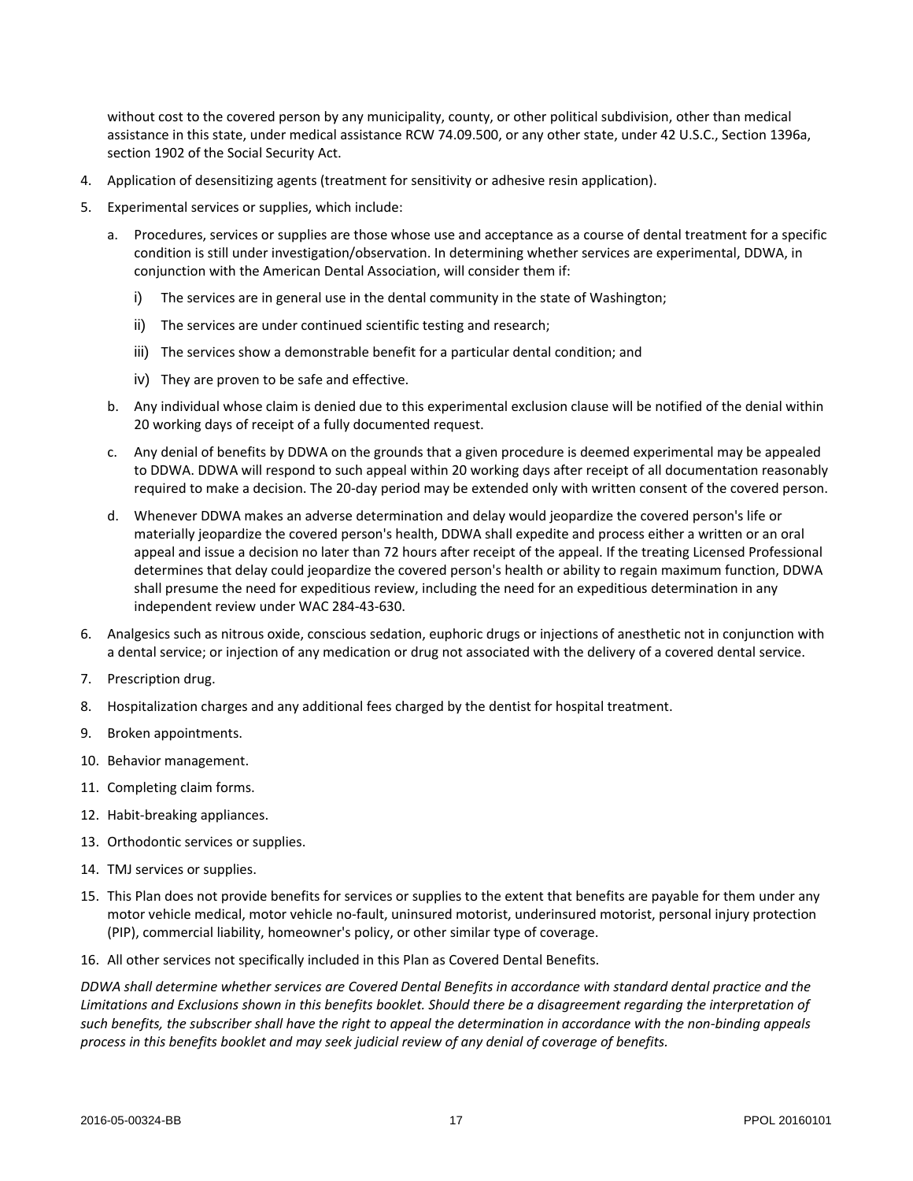without cost to the covered person by any municipality, county, or other political subdivision, other than medical assistance in this state, under medical assistance RCW 74.09.500, or any other state, under 42 U.S.C., Section 1396a, section 1902 of the Social Security Act.

4. Application of desensitizing agents (treatment for sensitivity or adhesive resin application).
5. Experimental services or supplies, which include:
   a. Procedures, services or supplies are those whose use and acceptance as a course of dental treatment for a specific condition is still under investigation/observation. In determining whether services are experimental, DDWA, in conjunction with the American Dental Association, will consider them if:
      i) The services are in general use in the dental community in the state of Washington;
      ii) The services are under continued scientific testing and research;
      iii) The services show a demonstrable benefit for a particular dental condition; and
      iv) They are proven to be safe and effective.
   b. Any individual whose claim is denied due to this experimental exclusion clause will be notified of the denial within 20 working days of receipt of a fully documented request.
   c. Any denial of benefits by DDWA on the grounds that a given procedure is deemed experimental may be appealed to DDWA. DDWA will respond to such appeal within 20 working days after receipt of all documentation reasonably required to make a decision. The 20-day period may be extended only with written consent of the covered person.
   d. Whenever DDWA makes an adverse determination and delay would jeopardize the covered person's life or materially jeopardize the covered person's health, DDWA shall expedite and process either a written or an oral appeal and issue a decision no later than 72 hours after receipt of the appeal. If the treating Licensed Professional determines that delay could jeopardize the covered person's health or ability to regain maximum function, DDWA shall presume the need for expeditious review, including the need for an expeditious determination in any independent review under WAC 284-43-630.
6. Analgesics such as nitrous oxide, conscious sedation, euphoric drugs or injections of anesthetic not in conjunction with a dental service; or injection of any medication or drug not associated with the delivery of a covered dental service.
7. Prescription drug.
8. Hospitalization charges and any additional fees charged by the dentist for hospital treatment.
9. Broken appointments.
10. Behavior management.
11. Completing claim forms.
12. Habit-breaking appliances.
13. Orthodontic services or supplies.
14. TMJ services or supplies.
15. This Plan does not provide benefits for services or supplies to the extent that benefits are payable for them under any motor vehicle medical, motor vehicle no-fault, uninsured motorist, underinsured motorist, personal injury protection (PIP), commercial liability, homeowner's policy, or other similar type of coverage.
16. All other services not specifically included in this Plan as Covered Dental Benefits.

*DDWA shall determine whether services are Covered Dental Benefits in accordance with standard dental practice and the Limitations and Exclusions shown in this benefits booklet. Should there be a disagreement regarding the interpretation of such benefits, the subscriber shall have the right to appeal the determination in accordance with the non-binding appeals process in this benefits booklet and may seek judicial review of any denial of coverage of benefits.*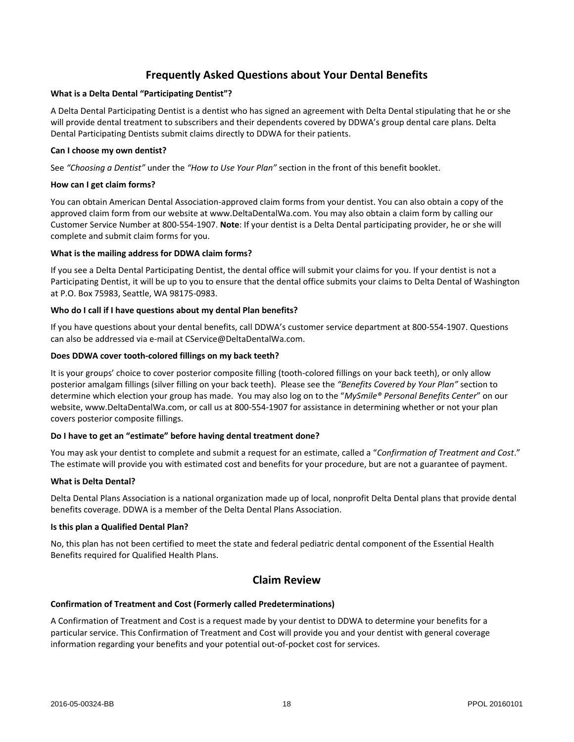## Frequently Asked Questions about Your Dental Benefits

**What is a Delta Dental "Participating Dentist"?**

A Delta Dental Participating Dentist is a dentist who has signed an agreement with Delta Dental stipulating that he or she will provide dental treatment to subscribers and their dependents covered by DDWA's group dental care plans. Delta Dental Participating Dentists submit claims directly to DDWA for their patients.

**Can I choose my own dentist?**

See *"Choosing a Dentist"* under the *"How to Use Your Plan"* section in the front of this benefit booklet.

**How can I get claim forms?**

You can obtain American Dental Association-approved claim forms from your dentist. You can also obtain a copy of the approved claim form from our website at www.DeltaDentalWa.com. You may also obtain a claim form by calling our Customer Service Number at 800-554-1907. **Note**: If your dentist is a Delta Dental participating provider, he or she will complete and submit claim forms for you.

**What is the mailing address for DDWA claim forms?**

If you see a Delta Dental Participating Dentist, the dental office will submit your claims for you. If your dentist is not a Participating Dentist, it will be up to you to ensure that the dental office submits your claims to Delta Dental of Washington at P.O. Box 75983, Seattle, WA 98175-0983.

**Who do I call if I have questions about my dental Plan benefits?**

If you have questions about your dental benefits, call DDWA's customer service department at 800-554-1907. Questions can also be addressed via e-mail at CService@DeltaDentalWa.com.

**Does DDWA cover tooth-colored fillings on my back teeth?**

It is your groups' choice to cover posterior composite filling (tooth-colored fillings on your back teeth), or only allow posterior amalgam fillings (silver filling on your back teeth). Please see the *"Benefits Covered by Your Plan"* section to determine which election your group has made. You may also log on to the "*MySmile® Personal Benefits Center*" on our website, www.DeltaDentalWa.com, or call us at 800-554-1907 for assistance in determining whether or not your plan covers posterior composite fillings.

**Do I have to get an "estimate" before having dental treatment done?**

You may ask your dentist to complete and submit a request for an estimate, called a "*Confirmation of Treatment and Cost*." The estimate will provide you with estimated cost and benefits for your procedure, but are not a guarantee of payment.

**What is Delta Dental?**

Delta Dental Plans Association is a national organization made up of local, nonprofit Delta Dental plans that provide dental benefits coverage. DDWA is a member of the Delta Dental Plans Association.

**Is this plan a Qualified Dental Plan?**

No, this plan has not been certified to meet the state and federal pediatric dental component of the Essential Health Benefits required for Qualified Health Plans.

## Claim Review

**Confirmation of Treatment and Cost (Formerly called Predeterminations)**

A Confirmation of Treatment and Cost is a request made by your dentist to DDWA to determine your benefits for a particular service. This Confirmation of Treatment and Cost will provide you and your dentist with general coverage information regarding your benefits and your potential out-of-pocket cost for services.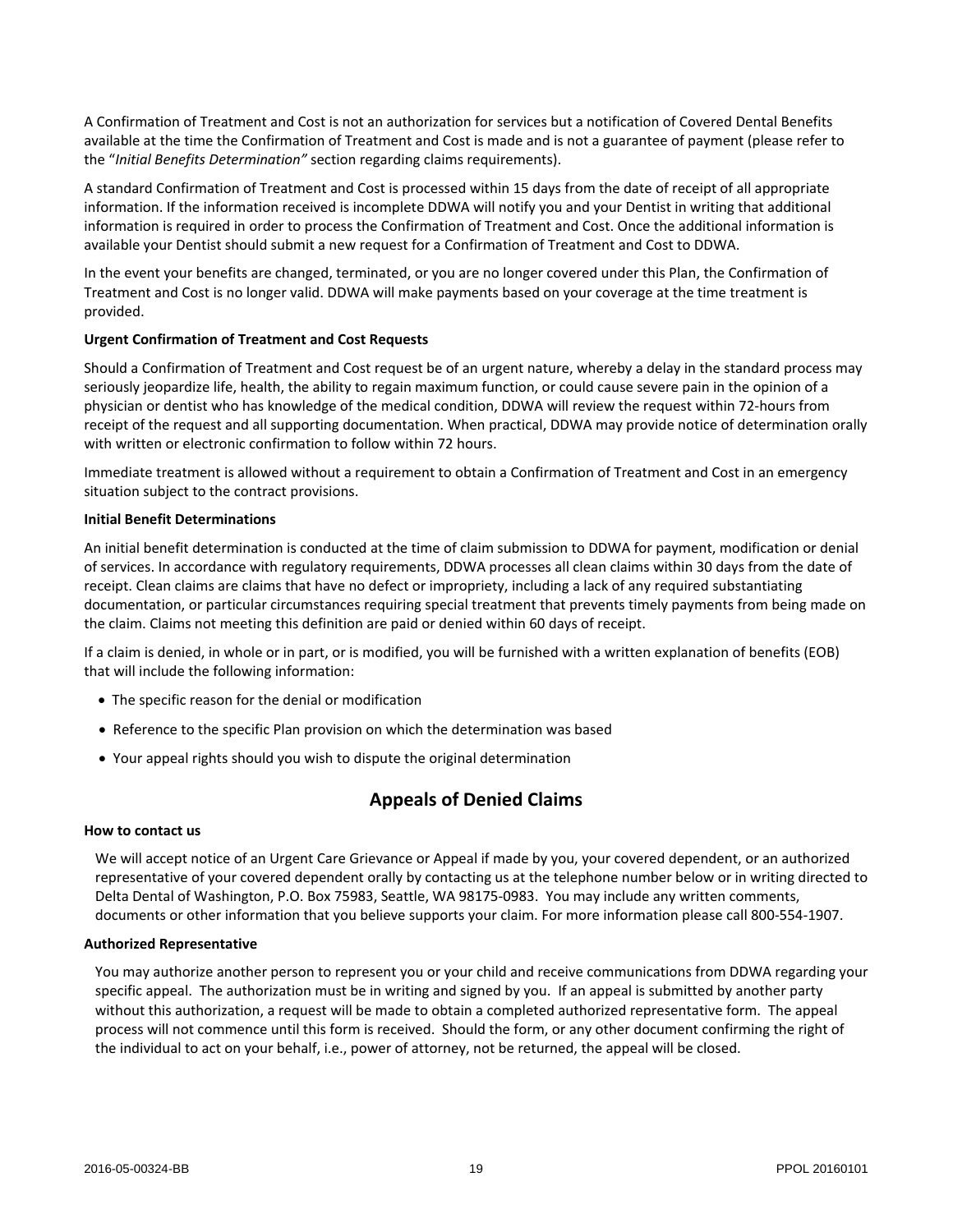A Confirmation of Treatment and Cost is not an authorization for services but a notification of Covered Dental Benefits available at the time the Confirmation of Treatment and Cost is made and is not a guarantee of payment (please refer to the "*Initial Benefits Determination"* section regarding claims requirements).

A standard Confirmation of Treatment and Cost is processed within 15 days from the date of receipt of all appropriate information. If the information received is incomplete DDWA will notify you and your Dentist in writing that additional information is required in order to process the Confirmation of Treatment and Cost. Once the additional information is available your Dentist should submit a new request for a Confirmation of Treatment and Cost to DDWA.

In the event your benefits are changed, terminated, or you are no longer covered under this Plan, the Confirmation of Treatment and Cost is no longer valid. DDWA will make payments based on your coverage at the time treatment is provided.

**Urgent Confirmation of Treatment and Cost Requests**

Should a Confirmation of Treatment and Cost request be of an urgent nature, whereby a delay in the standard process may seriously jeopardize life, health, the ability to regain maximum function, or could cause severe pain in the opinion of a physician or dentist who has knowledge of the medical condition, DDWA will review the request within 72-hours from receipt of the request and all supporting documentation. When practical, DDWA may provide notice of determination orally with written or electronic confirmation to follow within 72 hours.

Immediate treatment is allowed without a requirement to obtain a Confirmation of Treatment and Cost in an emergency situation subject to the contract provisions.

**Initial Benefit Determinations**

An initial benefit determination is conducted at the time of claim submission to DDWA for payment, modification or denial of services. In accordance with regulatory requirements, DDWA processes all clean claims within 30 days from the date of receipt. Clean claims are claims that have no defect or impropriety, including a lack of any required substantiating documentation, or particular circumstances requiring special treatment that prevents timely payments from being made on the claim. Claims not meeting this definition are paid or denied within 60 days of receipt.

If a claim is denied, in whole or in part, or is modified, you will be furnished with a written explanation of benefits (EOB) that will include the following information:

- The specific reason for the denial or modification
- Reference to the specific Plan provision on which the determination was based
- Your appeal rights should you wish to dispute the original determination

## Appeals of Denied Claims

**How to contact us**

We will accept notice of an Urgent Care Grievance or Appeal if made by you, your covered dependent, or an authorized representative of your covered dependent orally by contacting us at the telephone number below or in writing directed to Delta Dental of Washington, P.O. Box 75983, Seattle, WA 98175-0983. You may include any written comments, documents or other information that you believe supports your claim. For more information please call 800-554-1907.

**Authorized Representative**

You may authorize another person to represent you or your child and receive communications from DDWA regarding your specific appeal. The authorization must be in writing and signed by you. If an appeal is submitted by another party without this authorization, a request will be made to obtain a completed authorized representative form. The appeal process will not commence until this form is received. Should the form, or any other document confirming the right of the individual to act on your behalf, i.e., power of attorney, not be returned, the appeal will be closed.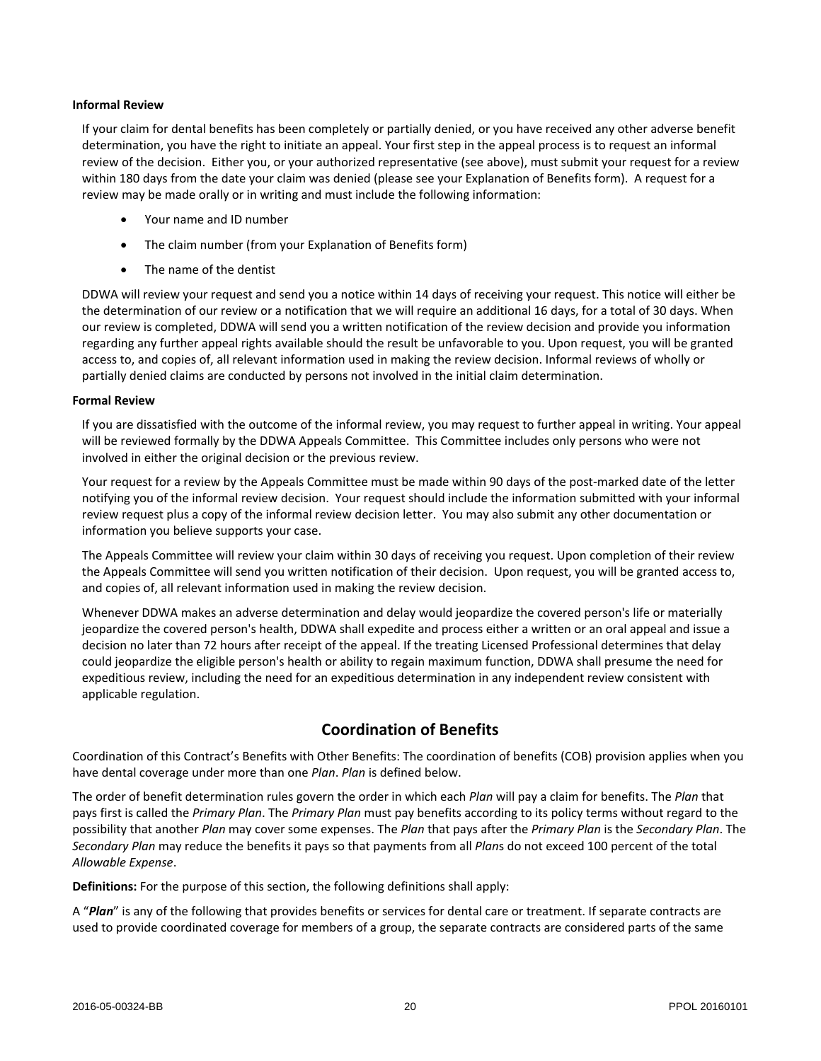**Informal Review**

If your claim for dental benefits has been completely or partially denied, or you have received any other adverse benefit determination, you have the right to initiate an appeal. Your first step in the appeal process is to request an informal review of the decision. Either you, or your authorized representative (see above), must submit your request for a review within 180 days from the date your claim was denied (please see your Explanation of Benefits form). A request for a review may be made orally or in writing and must include the following information:

- Your name and ID number
- The claim number (from your Explanation of Benefits form)
- The name of the dentist

DDWA will review your request and send you a notice within 14 days of receiving your request. This notice will either be the determination of our review or a notification that we will require an additional 16 days, for a total of 30 days. When our review is completed, DDWA will send you a written notification of the review decision and provide you information regarding any further appeal rights available should the result be unfavorable to you. Upon request, you will be granted access to, and copies of, all relevant information used in making the review decision. Informal reviews of wholly or partially denied claims are conducted by persons not involved in the initial claim determination.

**Formal Review**

If you are dissatisfied with the outcome of the informal review, you may request to further appeal in writing. Your appeal will be reviewed formally by the DDWA Appeals Committee. This Committee includes only persons who were not involved in either the original decision or the previous review.

Your request for a review by the Appeals Committee must be made within 90 days of the post-marked date of the letter notifying you of the informal review decision. Your request should include the information submitted with your informal review request plus a copy of the informal review decision letter. You may also submit any other documentation or information you believe supports your case.

The Appeals Committee will review your claim within 30 days of receiving you request. Upon completion of their review the Appeals Committee will send you written notification of their decision. Upon request, you will be granted access to, and copies of, all relevant information used in making the review decision.

Whenever DDWA makes an adverse determination and delay would jeopardize the covered person's life or materially jeopardize the covered person's health, DDWA shall expedite and process either a written or an oral appeal and issue a decision no later than 72 hours after receipt of the appeal. If the treating Licensed Professional determines that delay could jeopardize the eligible person's health or ability to regain maximum function, DDWA shall presume the need for expeditious review, including the need for an expeditious determination in any independent review consistent with applicable regulation.

## Coordination of Benefits

Coordination of this Contract's Benefits with Other Benefits: The coordination of benefits (COB) provision applies when you have dental coverage under more than one *Plan*. *Plan* is defined below.

The order of benefit determination rules govern the order in which each *Plan* will pay a claim for benefits. The *Plan* that pays first is called the *Primary Plan*. The *Primary Plan* must pay benefits according to its policy terms without regard to the possibility that another *Plan* may cover some expenses. The *Plan* that pays after the *Primary Plan* is the *Secondary Plan*. The *Secondary Plan* may reduce the benefits it pays so that payments from all *Plan*s do not exceed 100 percent of the total *Allowable Expense*.

**Definitions:** For the purpose of this section, the following definitions shall apply:

A "***Plan***" is any of the following that provides benefits or services for dental care or treatment. If separate contracts are used to provide coordinated coverage for members of a group, the separate contracts are considered parts of the same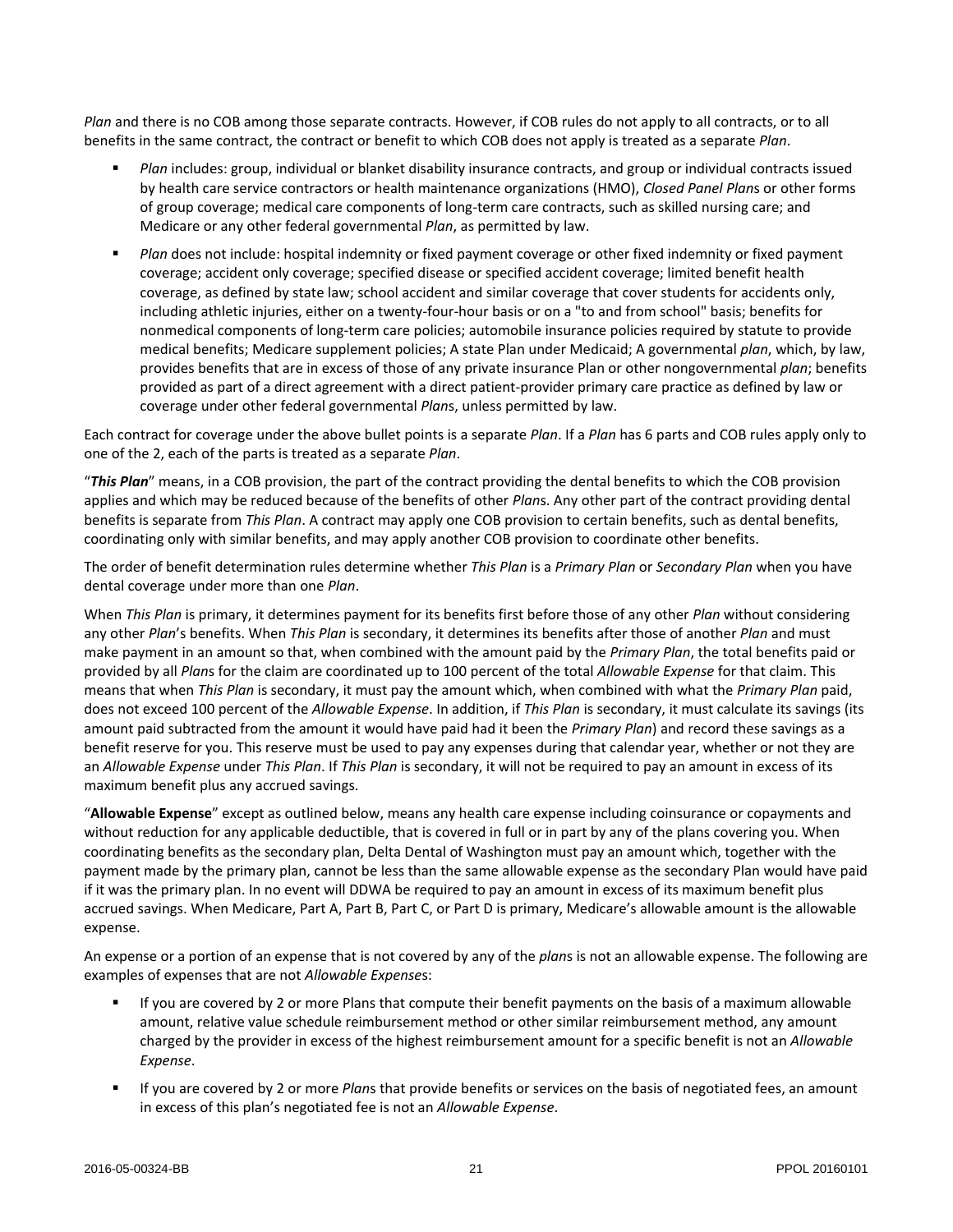*Plan* and there is no COB among those separate contracts. However, if COB rules do not apply to all contracts, or to all benefits in the same contract, the contract or benefit to which COB does not apply is treated as a separate *Plan*.

- *Plan* includes: group, individual or blanket disability insurance contracts, and group or individual contracts issued by health care service contractors or health maintenance organizations (HMO), *Closed Panel Plan*s or other forms of group coverage; medical care components of long-term care contracts, such as skilled nursing care; and Medicare or any other federal governmental *Plan*, as permitted by law.
- *Plan* does not include: hospital indemnity or fixed payment coverage or other fixed indemnity or fixed payment coverage; accident only coverage; specified disease or specified accident coverage; limited benefit health coverage, as defined by state law; school accident and similar coverage that cover students for accidents only, including athletic injuries, either on a twenty-four-hour basis or on a "to and from school" basis; benefits for nonmedical components of long-term care policies; automobile insurance policies required by statute to provide medical benefits; Medicare supplement policies; A state Plan under Medicaid; A governmental *plan*, which, by law, provides benefits that are in excess of those of any private insurance Plan or other nongovernmental *plan*; benefits provided as part of a direct agreement with a direct patient-provider primary care practice as defined by law or coverage under other federal governmental *Plan*s, unless permitted by law.

Each contract for coverage under the above bullet points is a separate *Plan*. If a *Plan* has 6 parts and COB rules apply only to one of the 2, each of the parts is treated as a separate *Plan*.

"***This Plan***" means, in a COB provision, the part of the contract providing the dental benefits to which the COB provision applies and which may be reduced because of the benefits of other *Plan*s. Any other part of the contract providing dental benefits is separate from *This Plan*. A contract may apply one COB provision to certain benefits, such as dental benefits, coordinating only with similar benefits, and may apply another COB provision to coordinate other benefits.

The order of benefit determination rules determine whether *This Plan* is a *Primary Plan* or *Secondary Plan* when you have dental coverage under more than one *Plan*.

When *This Plan* is primary, it determines payment for its benefits first before those of any other *Plan* without considering any other *Plan*'s benefits. When *This Plan* is secondary, it determines its benefits after those of another *Plan* and must make payment in an amount so that, when combined with the amount paid by the *Primary Plan*, the total benefits paid or provided by all *Plan*s for the claim are coordinated up to 100 percent of the total *Allowable Expense* for that claim. This means that when *This Plan* is secondary, it must pay the amount which, when combined with what the *Primary Plan* paid, does not exceed 100 percent of the *Allowable Expense*. In addition, if *This Plan* is secondary, it must calculate its savings (its amount paid subtracted from the amount it would have paid had it been the *Primary Plan*) and record these savings as a benefit reserve for you. This reserve must be used to pay any expenses during that calendar year, whether or not they are an *Allowable Expense* under *This Plan*. If *This Plan* is secondary, it will not be required to pay an amount in excess of its maximum benefit plus any accrued savings.

"**Allowable Expense**" except as outlined below, means any health care expense including coinsurance or copayments and without reduction for any applicable deductible, that is covered in full or in part by any of the plans covering you. When coordinating benefits as the secondary plan, Delta Dental of Washington must pay an amount which, together with the payment made by the primary plan, cannot be less than the same allowable expense as the secondary Plan would have paid if it was the primary plan. In no event will DDWA be required to pay an amount in excess of its maximum benefit plus accrued savings. When Medicare, Part A, Part B, Part C, or Part D is primary, Medicare's allowable amount is the allowable expense.

An expense or a portion of an expense that is not covered by any of the *plan*s is not an allowable expense. The following are examples of expenses that are not *Allowable Expense*s:

- If you are covered by 2 or more Plans that compute their benefit payments on the basis of a maximum allowable amount, relative value schedule reimbursement method or other similar reimbursement method, any amount charged by the provider in excess of the highest reimbursement amount for a specific benefit is not an *Allowable Expense*.
- If you are covered by 2 or more *Plan*s that provide benefits or services on the basis of negotiated fees, an amount in excess of this plan's negotiated fee is not an *Allowable Expense*.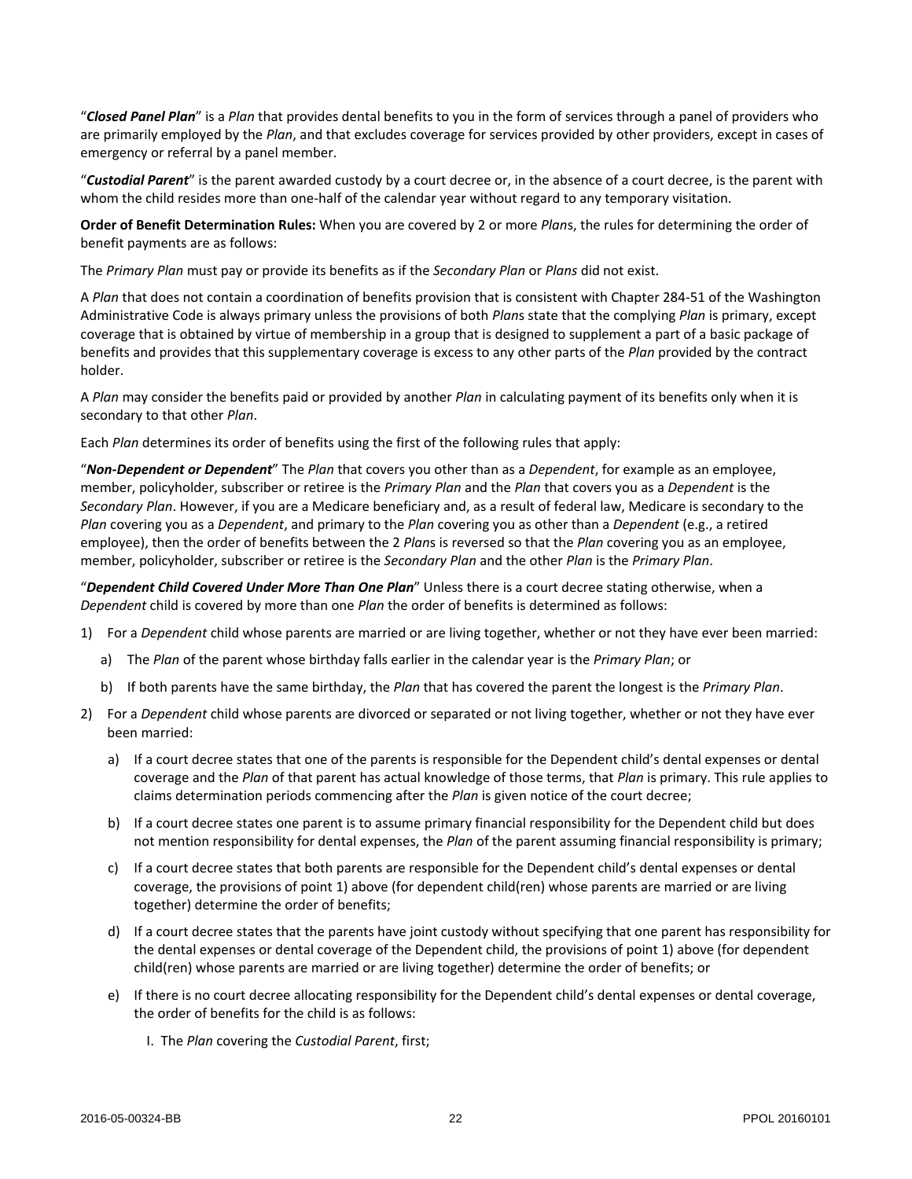"***Closed Panel Plan***" is a *Plan* that provides dental benefits to you in the form of services through a panel of providers who are primarily employed by the *Plan*, and that excludes coverage for services provided by other providers, except in cases of emergency or referral by a panel member.

"***Custodial Parent***" is the parent awarded custody by a court decree or, in the absence of a court decree, is the parent with whom the child resides more than one-half of the calendar year without regard to any temporary visitation.

**Order of Benefit Determination Rules:** When you are covered by 2 or more *Plan*s, the rules for determining the order of benefit payments are as follows:

The *Primary Plan* must pay or provide its benefits as if the *Secondary Plan* or *Plans* did not exist.

A *Plan* that does not contain a coordination of benefits provision that is consistent with Chapter 284-51 of the Washington Administrative Code is always primary unless the provisions of both *Plan*s state that the complying *Plan* is primary, except coverage that is obtained by virtue of membership in a group that is designed to supplement a part of a basic package of benefits and provides that this supplementary coverage is excess to any other parts of the *Plan* provided by the contract holder.

A *Plan* may consider the benefits paid or provided by another *Plan* in calculating payment of its benefits only when it is secondary to that other *Plan*.

Each *Plan* determines its order of benefits using the first of the following rules that apply:

"***Non-Dependent or Dependent***" The *Plan* that covers you other than as a *Dependent*, for example as an employee, member, policyholder, subscriber or retiree is the *Primary Plan* and the *Plan* that covers you as a *Dependent* is the *Secondary Plan*. However, if you are a Medicare beneficiary and, as a result of federal law, Medicare is secondary to the *Plan* covering you as a *Dependent*, and primary to the *Plan* covering you as other than a *Dependent* (e.g., a retired employee), then the order of benefits between the 2 *Plan*s is reversed so that the *Plan* covering you as an employee, member, policyholder, subscriber or retiree is the *Secondary Plan* and the other *Plan* is the *Primary Plan*.

"***Dependent Child Covered Under More Than One Plan***" Unless there is a court decree stating otherwise, when a *Dependent* child is covered by more than one *Plan* the order of benefits is determined as follows:

1) For a *Dependent* child whose parents are married or are living together, whether or not they have ever been married:
   a) The *Plan* of the parent whose birthday falls earlier in the calendar year is the *Primary Plan*; or
   b) If both parents have the same birthday, the *Plan* that has covered the parent the longest is the *Primary Plan*.
2) For a *Dependent* child whose parents are divorced or separated or not living together, whether or not they have ever been married:
   a) If a court decree states that one of the parents is responsible for the Dependent child's dental expenses or dental coverage and the *Plan* of that parent has actual knowledge of those terms, that *Plan* is primary. This rule applies to claims determination periods commencing after the *Plan* is given notice of the court decree;
   b) If a court decree states one parent is to assume primary financial responsibility for the Dependent child but does not mention responsibility for dental expenses, the *Plan* of the parent assuming financial responsibility is primary;
   c) If a court decree states that both parents are responsible for the Dependent child's dental expenses or dental coverage, the provisions of point 1) above (for dependent child(ren) whose parents are married or are living together) determine the order of benefits;
   d) If a court decree states that the parents have joint custody without specifying that one parent has responsibility for the dental expenses or dental coverage of the Dependent child, the provisions of point 1) above (for dependent child(ren) whose parents are married or are living together) determine the order of benefits; or
   e) If there is no court decree allocating responsibility for the Dependent child's dental expenses or dental coverage, the order of benefits for the child is as follows:
      I. The *Plan* covering the *Custodial Parent*, first;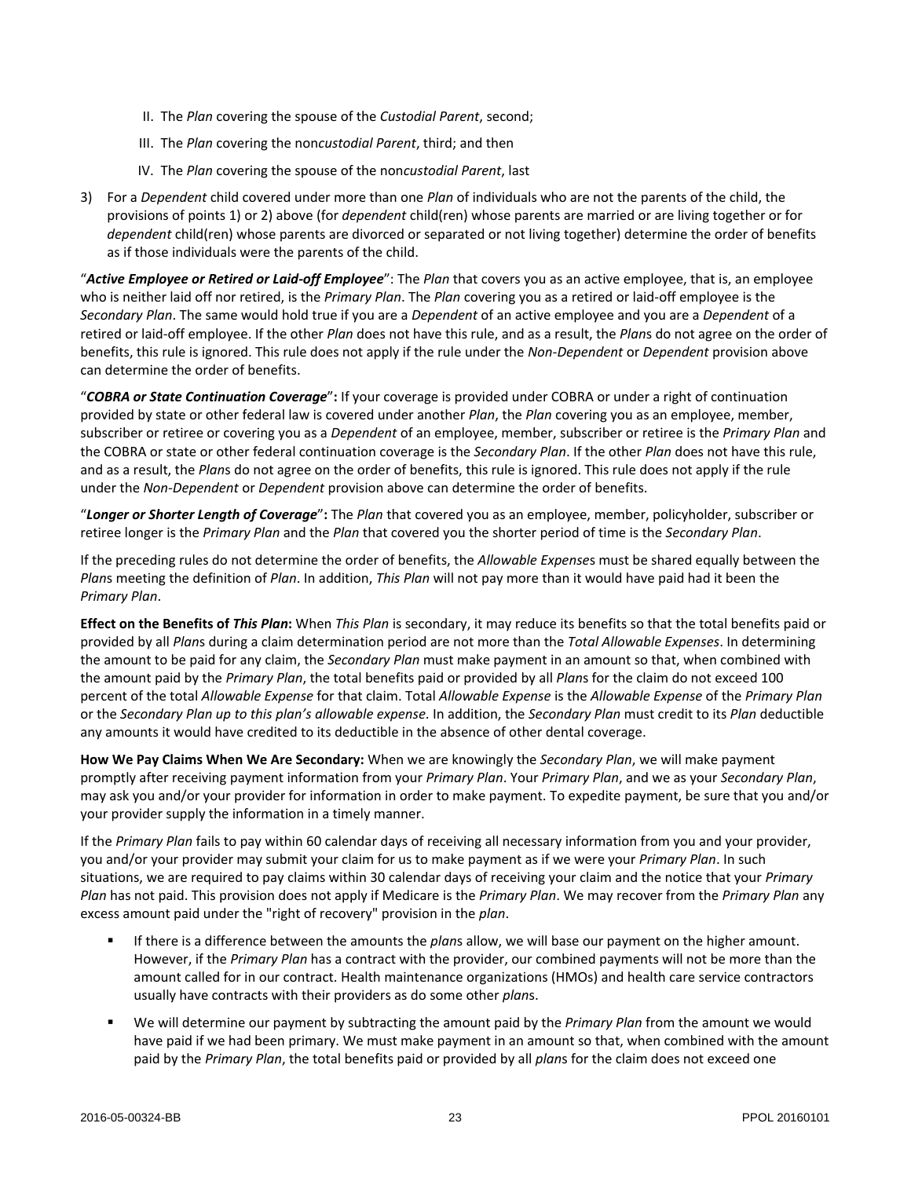II. The *Plan* covering the spouse of the *Custodial Parent*, second;

   III. The *Plan* covering the non*custodial Parent*, third; and then

   IV. The *Plan* covering the spouse of the non*custodial Parent*, last

3) For a *Dependent* child covered under more than one *Plan* of individuals who are not the parents of the child, the provisions of points 1) or 2) above (for *dependent* child(ren) whose parents are married or are living together or for *dependent* child(ren) whose parents are divorced or separated or not living together) determine the order of benefits as if those individuals were the parents of the child.

"***Active Employee or Retired or Laid-off Employee***": The *Plan* that covers you as an active employee, that is, an employee who is neither laid off nor retired, is the *Primary Plan*. The *Plan* covering you as a retired or laid-off employee is the *Secondary Plan*. The same would hold true if you are a *Dependent* of an active employee and you are a *Dependent* of a retired or laid-off employee. If the other *Plan* does not have this rule, and as a result, the *Plan*s do not agree on the order of benefits, this rule is ignored. This rule does not apply if the rule under the *Non-Dependent* or *Dependent* provision above can determine the order of benefits.

"***COBRA or State Continuation Coverage***"**:** If your coverage is provided under COBRA or under a right of continuation provided by state or other federal law is covered under another *Plan*, the *Plan* covering you as an employee, member, subscriber or retiree or covering you as a *Dependent* of an employee, member, subscriber or retiree is the *Primary Plan* and the COBRA or state or other federal continuation coverage is the *Secondary Plan*. If the other *Plan* does not have this rule, and as a result, the *Plan*s do not agree on the order of benefits, this rule is ignored. This rule does not apply if the rule under the *Non-Dependent* or *Dependent* provision above can determine the order of benefits.

"***Longer or Shorter Length of Coverage***"**:** The *Plan* that covered you as an employee, member, policyholder, subscriber or retiree longer is the *Primary Plan* and the *Plan* that covered you the shorter period of time is the *Secondary Plan*.

If the preceding rules do not determine the order of benefits, the *Allowable Expense*s must be shared equally between the *Plan*s meeting the definition of *Plan*. In addition, *This Plan* will not pay more than it would have paid had it been the *Primary Plan*.

**Effect on the Benefits of *This Plan*:** When *This Plan* is secondary, it may reduce its benefits so that the total benefits paid or provided by all *Plan*s during a claim determination period are not more than the *Total Allowable Expenses*. In determining the amount to be paid for any claim, the *Secondary Plan* must make payment in an amount so that, when combined with the amount paid by the *Primary Plan*, the total benefits paid or provided by all *Plan*s for the claim do not exceed 100 percent of the total *Allowable Expense* for that claim. Total *Allowable Expense* is the *Allowable Expense* of the *Primary Plan* or the *Secondary Plan up to this plan's allowable expense*. In addition, the *Secondary Plan* must credit to its *Plan* deductible any amounts it would have credited to its deductible in the absence of other dental coverage.

**How We Pay Claims When We Are Secondary:** When we are knowingly the *Secondary Plan*, we will make payment promptly after receiving payment information from your *Primary Plan*. Your *Primary Plan*, and we as your *Secondary Plan*, may ask you and/or your provider for information in order to make payment. To expedite payment, be sure that you and/or your provider supply the information in a timely manner.

If the *Primary Plan* fails to pay within 60 calendar days of receiving all necessary information from you and your provider, you and/or your provider may submit your claim for us to make payment as if we were your *Primary Plan*. In such situations, we are required to pay claims within 30 calendar days of receiving your claim and the notice that your *Primary Plan* has not paid. This provision does not apply if Medicare is the *Primary Plan*. We may recover from the *Primary Plan* any excess amount paid under the "right of recovery" provision in the *plan*.

- If there is a difference between the amounts the *plan*s allow, we will base our payment on the higher amount. However, if the *Primary Plan* has a contract with the provider, our combined payments will not be more than the amount called for in our contract. Health maintenance organizations (HMOs) and health care service contractors usually have contracts with their providers as do some other *plan*s.
- We will determine our payment by subtracting the amount paid by the *Primary Plan* from the amount we would have paid if we had been primary. We must make payment in an amount so that, when combined with the amount paid by the *Primary Plan*, the total benefits paid or provided by all *plan*s for the claim does not exceed one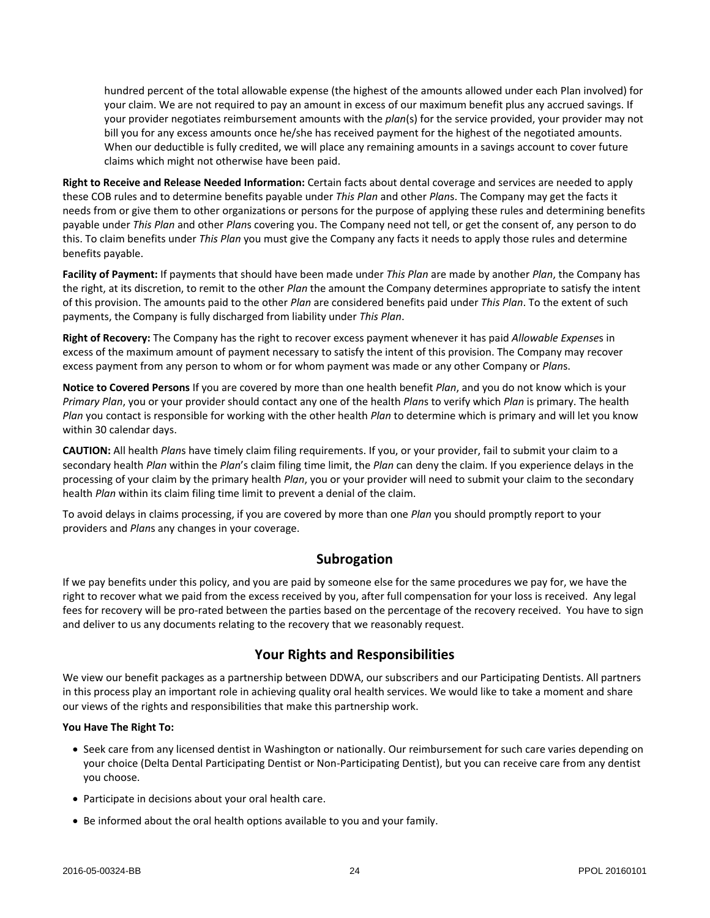hundred percent of the total allowable expense (the highest of the amounts allowed under each Plan involved) for your claim. We are not required to pay an amount in excess of our maximum benefit plus any accrued savings. If your provider negotiates reimbursement amounts with the *plan*(s) for the service provided, your provider may not bill you for any excess amounts once he/she has received payment for the highest of the negotiated amounts. When our deductible is fully credited, we will place any remaining amounts in a savings account to cover future claims which might not otherwise have been paid.

**Right to Receive and Release Needed Information:** Certain facts about dental coverage and services are needed to apply these COB rules and to determine benefits payable under *This Plan* and other *Plan*s. The Company may get the facts it needs from or give them to other organizations or persons for the purpose of applying these rules and determining benefits payable under *This Plan* and other *Plan*s covering you. The Company need not tell, or get the consent of, any person to do this. To claim benefits under *This Plan* you must give the Company any facts it needs to apply those rules and determine benefits payable.

**Facility of Payment:** If payments that should have been made under *This Plan* are made by another *Plan*, the Company has the right, at its discretion, to remit to the other *Plan* the amount the Company determines appropriate to satisfy the intent of this provision. The amounts paid to the other *Plan* are considered benefits paid under *This Plan*. To the extent of such payments, the Company is fully discharged from liability under *This Plan*.

**Right of Recovery:** The Company has the right to recover excess payment whenever it has paid *Allowable Expense*s in excess of the maximum amount of payment necessary to satisfy the intent of this provision. The Company may recover excess payment from any person to whom or for whom payment was made or any other Company or *Plan*s.

**Notice to Covered Persons** If you are covered by more than one health benefit *Plan*, and you do not know which is your *Primary Plan*, you or your provider should contact any one of the health *Plan*s to verify which *Plan* is primary. The health *Plan* you contact is responsible for working with the other health *Plan* to determine which is primary and will let you know within 30 calendar days.

**CAUTION:** All health *Plan*s have timely claim filing requirements. If you, or your provider, fail to submit your claim to a secondary health *Plan* within the *Plan*'s claim filing time limit, the *Plan* can deny the claim. If you experience delays in the processing of your claim by the primary health *Plan*, you or your provider will need to submit your claim to the secondary health *Plan* within its claim filing time limit to prevent a denial of the claim.

To avoid delays in claims processing, if you are covered by more than one *Plan* you should promptly report to your providers and *Plan*s any changes in your coverage.

## Subrogation

If we pay benefits under this policy, and you are paid by someone else for the same procedures we pay for, we have the right to recover what we paid from the excess received by you, after full compensation for your loss is received. Any legal fees for recovery will be pro-rated between the parties based on the percentage of the recovery received. You have to sign and deliver to us any documents relating to the recovery that we reasonably request.

## Your Rights and Responsibilities

We view our benefit packages as a partnership between DDWA, our subscribers and our Participating Dentists. All partners in this process play an important role in achieving quality oral health services. We would like to take a moment and share our views of the rights and responsibilities that make this partnership work.

**You Have The Right To:**

- Seek care from any licensed dentist in Washington or nationally. Our reimbursement for such care varies depending on your choice (Delta Dental Participating Dentist or Non-Participating Dentist), but you can receive care from any dentist you choose.
- Participate in decisions about your oral health care.
- Be informed about the oral health options available to you and your family.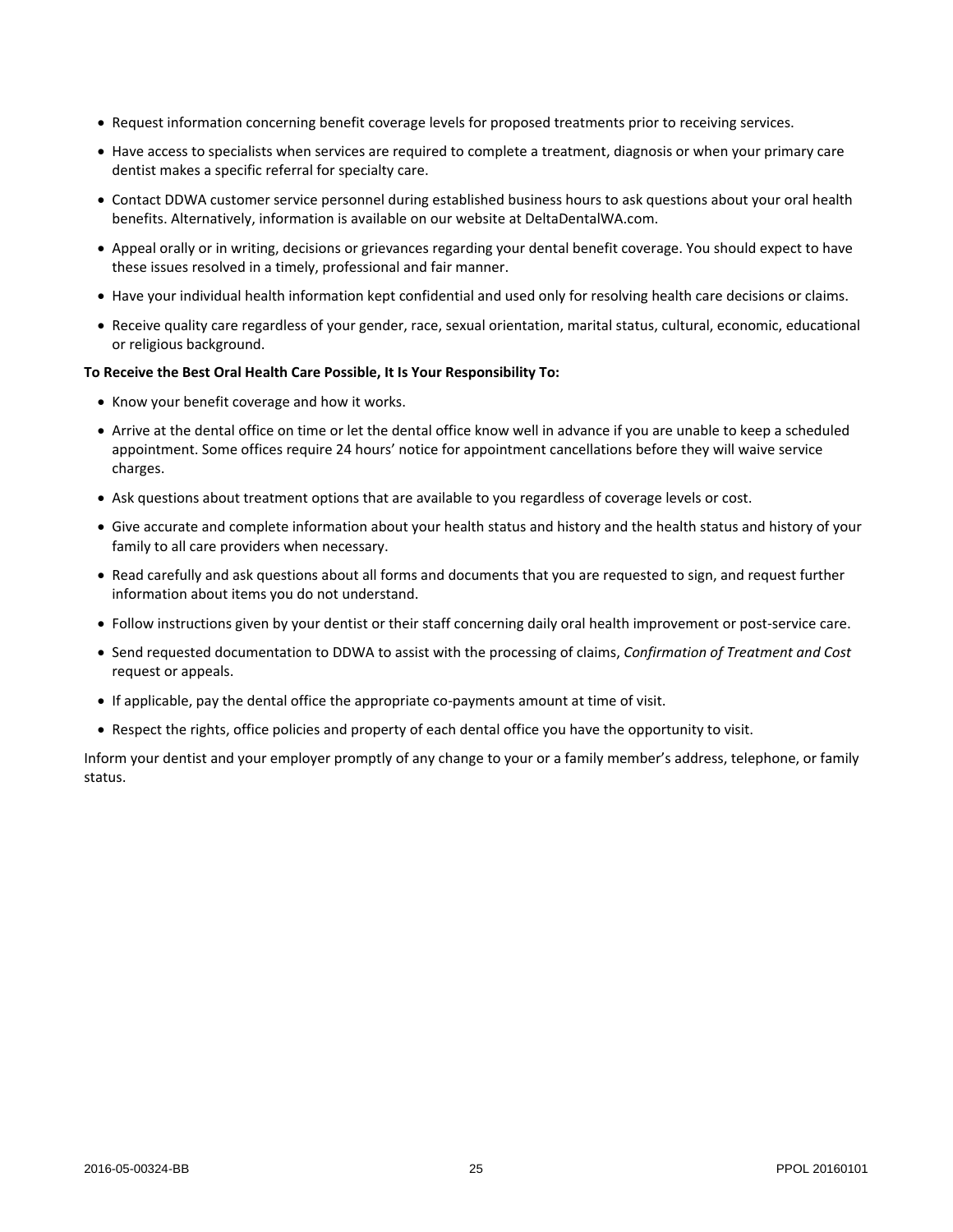- Request information concerning benefit coverage levels for proposed treatments prior to receiving services.
- Have access to specialists when services are required to complete a treatment, diagnosis or when your primary care dentist makes a specific referral for specialty care.
- Contact DDWA customer service personnel during established business hours to ask questions about your oral health benefits. Alternatively, information is available on our website at DeltaDentalWA.com.
- Appeal orally or in writing, decisions or grievances regarding your dental benefit coverage. You should expect to have these issues resolved in a timely, professional and fair manner.
- Have your individual health information kept confidential and used only for resolving health care decisions or claims.
- Receive quality care regardless of your gender, race, sexual orientation, marital status, cultural, economic, educational or religious background.

**To Receive the Best Oral Health Care Possible, It Is Your Responsibility To:**

- Know your benefit coverage and how it works.
- Arrive at the dental office on time or let the dental office know well in advance if you are unable to keep a scheduled appointment. Some offices require 24 hours' notice for appointment cancellations before they will waive service charges.
- Ask questions about treatment options that are available to you regardless of coverage levels or cost.
- Give accurate and complete information about your health status and history and the health status and history of your family to all care providers when necessary.
- Read carefully and ask questions about all forms and documents that you are requested to sign, and request further information about items you do not understand.
- Follow instructions given by your dentist or their staff concerning daily oral health improvement or post-service care.
- Send requested documentation to DDWA to assist with the processing of claims, *Confirmation of Treatment and Cost* request or appeals.
- If applicable, pay the dental office the appropriate co-payments amount at time of visit.
- Respect the rights, office policies and property of each dental office you have the opportunity to visit.

Inform your dentist and your employer promptly of any change to your or a family member's address, telephone, or family status.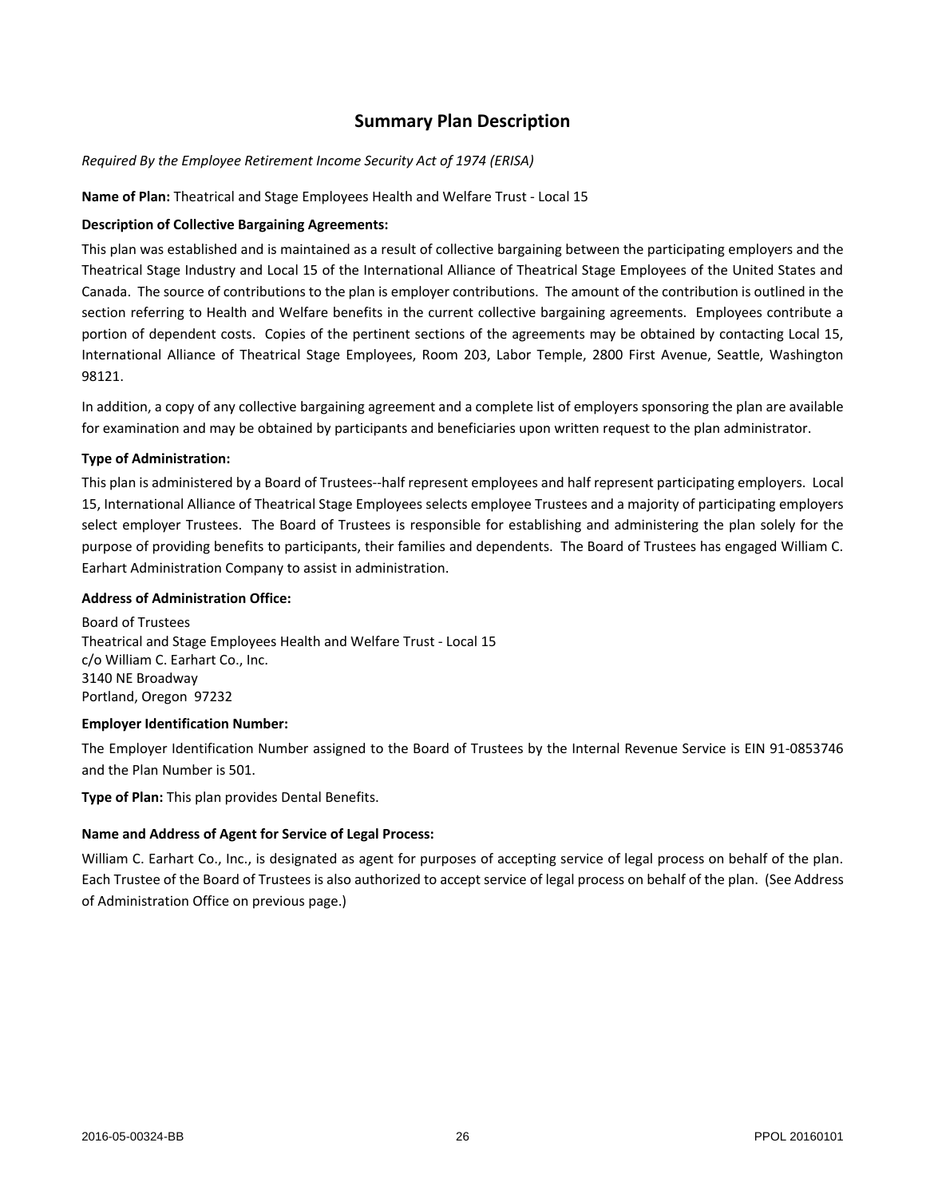# Summary Plan Description

*Required By the Employee Retirement Income Security Act of 1974 (ERISA)*

**Name of Plan:** Theatrical and Stage Employees Health and Welfare Trust - Local 15

**Description of Collective Bargaining Agreements:**

This plan was established and is maintained as a result of collective bargaining between the participating employers and the Theatrical Stage Industry and Local 15 of the International Alliance of Theatrical Stage Employees of the United States and Canada. The source of contributions to the plan is employer contributions. The amount of the contribution is outlined in the section referring to Health and Welfare benefits in the current collective bargaining agreements. Employees contribute a portion of dependent costs. Copies of the pertinent sections of the agreements may be obtained by contacting Local 15, International Alliance of Theatrical Stage Employees, Room 203, Labor Temple, 2800 First Avenue, Seattle, Washington 98121.

In addition, a copy of any collective bargaining agreement and a complete list of employers sponsoring the plan are available for examination and may be obtained by participants and beneficiaries upon written request to the plan administrator.

**Type of Administration:**

This plan is administered by a Board of Trustees--half represent employees and half represent participating employers. Local 15, International Alliance of Theatrical Stage Employees selects employee Trustees and a majority of participating employers select employer Trustees. The Board of Trustees is responsible for establishing and administering the plan solely for the purpose of providing benefits to participants, their families and dependents. The Board of Trustees has engaged William C. Earhart Administration Company to assist in administration.

**Address of Administration Office:**

Board of Trustees
Theatrical and Stage Employees Health and Welfare Trust - Local 15
c/o William C. Earhart Co., Inc.
3140 NE Broadway
Portland, Oregon 97232

**Employer Identification Number:**

The Employer Identification Number assigned to the Board of Trustees by the Internal Revenue Service is EIN 91-0853746 and the Plan Number is 501.

**Type of Plan:** This plan provides Dental Benefits.

**Name and Address of Agent for Service of Legal Process:**

William C. Earhart Co., Inc., is designated as agent for purposes of accepting service of legal process on behalf of the plan. Each Trustee of the Board of Trustees is also authorized to accept service of legal process on behalf of the plan. (See Address of Administration Office on previous page.)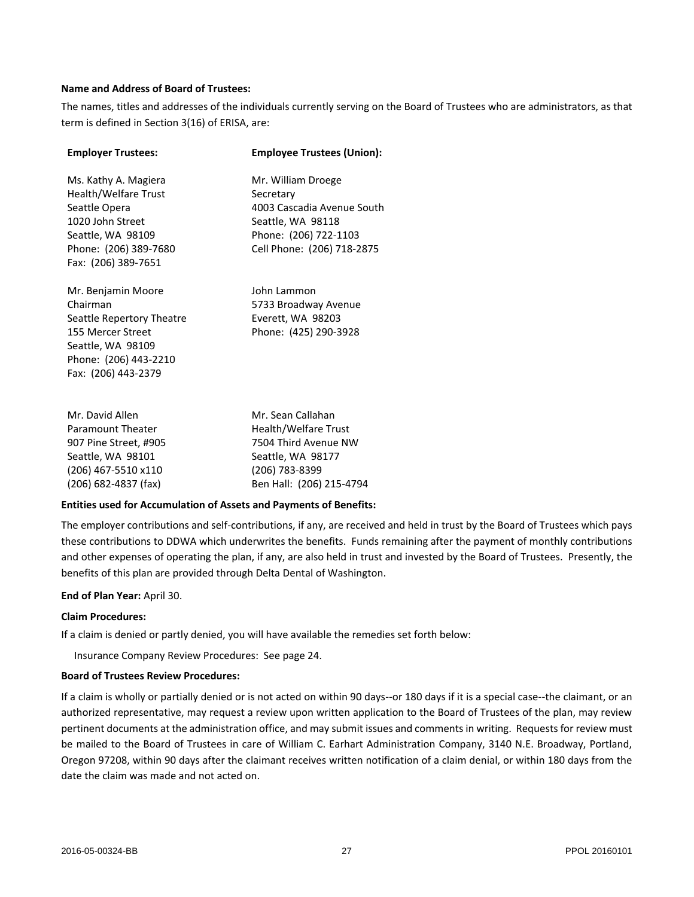**Name and Address of Board of Trustees:**

The names, titles and addresses of the individuals currently serving on the Board of Trustees who are administrators, as that term is defined in Section 3(16) of ERISA, are:

| **Employer Trustees:** | **Employee Trustees (Union):** |
|---|---|
| Ms. Kathy A. Magiera<br>Health/Welfare Trust<br>Seattle Opera<br>1020 John Street<br>Seattle, WA 98109<br>Phone: (206) 389-7680<br>Fax: (206) 389-7651 | Mr. William Droege<br>Secretary<br>4003 Cascadia Avenue South<br>Seattle, WA 98118<br>Phone: (206) 722-1103<br>Cell Phone: (206) 718-2875 |
| Mr. Benjamin Moore<br>Chairman<br>Seattle Repertory Theatre<br>155 Mercer Street<br>Seattle, WA 98109<br>Phone: (206) 443-2210<br>Fax: (206) 443-2379 | John Lammon<br>5733 Broadway Avenue<br>Everett, WA 98203<br>Phone: (425) 290-3928 |
| Mr. David Allen<br>Paramount Theater<br>907 Pine Street, #905<br>Seattle, WA 98101<br>(206) 467-5510 x110<br>(206) 682-4837 (fax) | Mr. Sean Callahan<br>Health/Welfare Trust<br>7504 Third Avenue NW<br>Seattle, WA 98177<br>(206) 783-8399<br>Ben Hall: (206) 215-4794 |

**Entities used for Accumulation of Assets and Payments of Benefits:**

The employer contributions and self-contributions, if any, are received and held in trust by the Board of Trustees which pays these contributions to DDWA which underwrites the benefits. Funds remaining after the payment of monthly contributions and other expenses of operating the plan, if any, are also held in trust and invested by the Board of Trustees. Presently, the benefits of this plan are provided through Delta Dental of Washington.

**End of Plan Year:** April 30.

**Claim Procedures:**

If a claim is denied or partly denied, you will have available the remedies set forth below:

Insurance Company Review Procedures: See page 24.

**Board of Trustees Review Procedures:**

If a claim is wholly or partially denied or is not acted on within 90 days--or 180 days if it is a special case--the claimant, or an authorized representative, may request a review upon written application to the Board of Trustees of the plan, may review pertinent documents at the administration office, and may submit issues and comments in writing. Requests for review must be mailed to the Board of Trustees in care of William C. Earhart Administration Company, 3140 N.E. Broadway, Portland, Oregon 97208, within 90 days after the claimant receives written notification of a claim denial, or within 180 days from the date the claim was made and not acted on.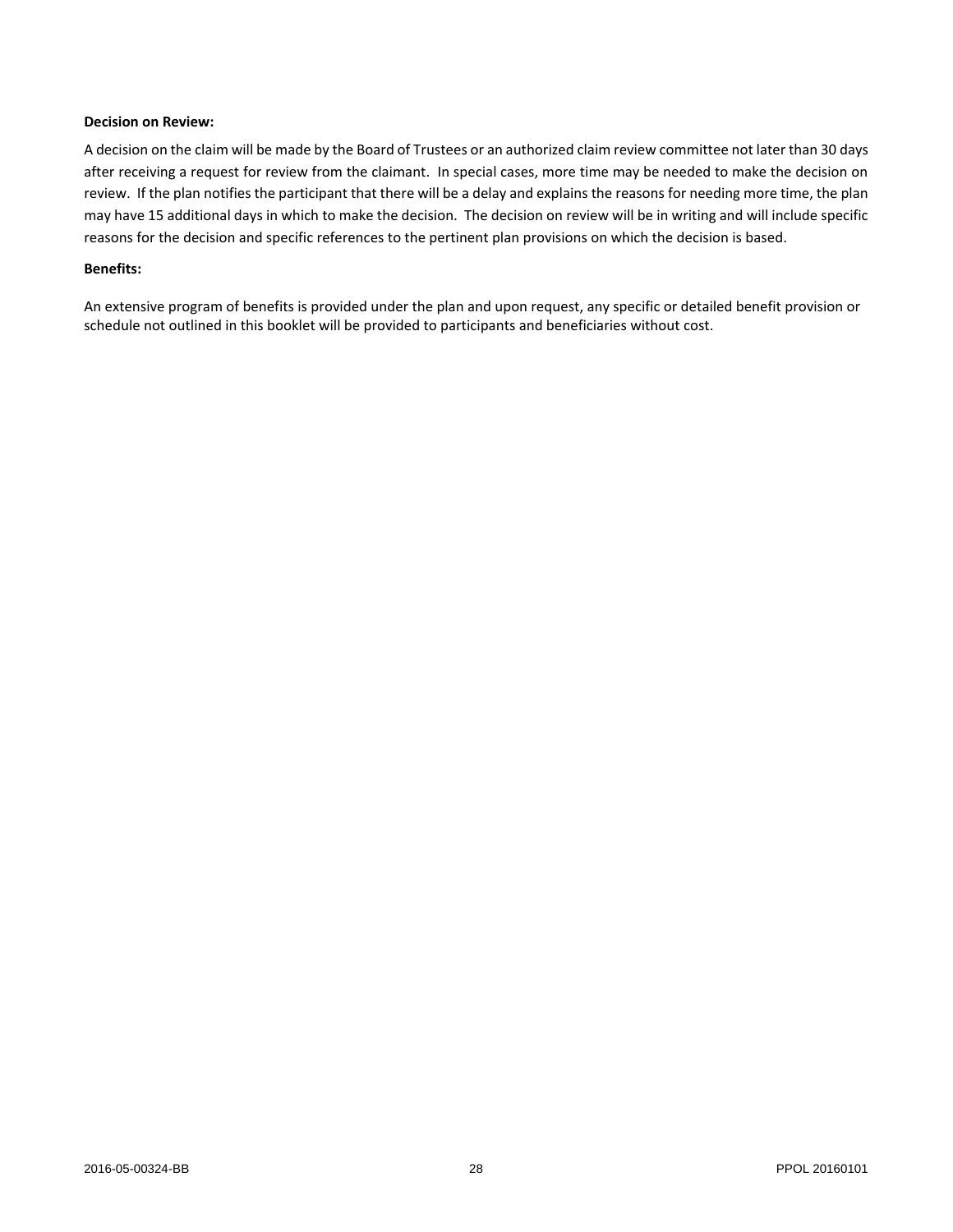**Decision on Review:**

A decision on the claim will be made by the Board of Trustees or an authorized claim review committee not later than 30 days after receiving a request for review from the claimant. In special cases, more time may be needed to make the decision on review. If the plan notifies the participant that there will be a delay and explains the reasons for needing more time, the plan may have 15 additional days in which to make the decision. The decision on review will be in writing and will include specific reasons for the decision and specific references to the pertinent plan provisions on which the decision is based.

**Benefits:**

An extensive program of benefits is provided under the plan and upon request, any specific or detailed benefit provision or schedule not outlined in this booklet will be provided to participants and beneficiaries without cost.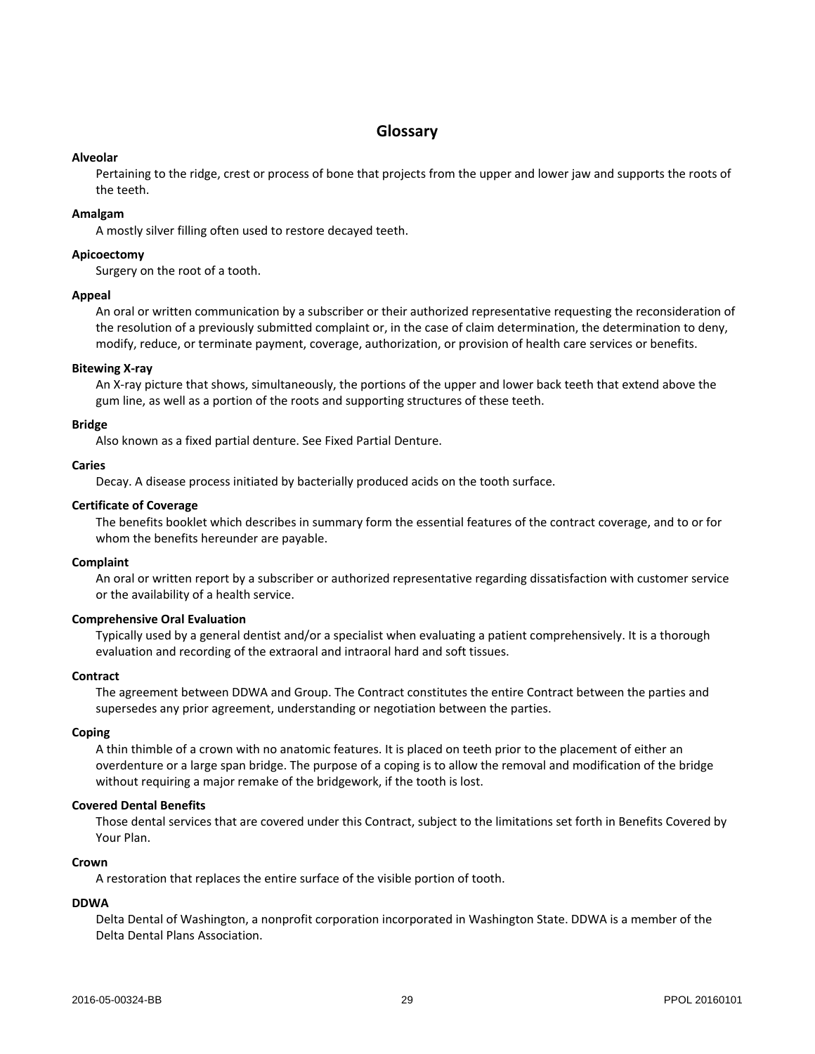## Glossary

**Alveolar**
Pertaining to the ridge, crest or process of bone that projects from the upper and lower jaw and supports the roots of the teeth.

**Amalgam**
A mostly silver filling often used to restore decayed teeth.

**Apicoectomy**
Surgery on the root of a tooth.

**Appeal**
An oral or written communication by a subscriber or their authorized representative requesting the reconsideration of the resolution of a previously submitted complaint or, in the case of claim determination, the determination to deny, modify, reduce, or terminate payment, coverage, authorization, or provision of health care services or benefits.

**Bitewing X-ray**
An X-ray picture that shows, simultaneously, the portions of the upper and lower back teeth that extend above the gum line, as well as a portion of the roots and supporting structures of these teeth.

**Bridge**
Also known as a fixed partial denture. See Fixed Partial Denture.

**Caries**
Decay. A disease process initiated by bacterially produced acids on the tooth surface.

**Certificate of Coverage**
The benefits booklet which describes in summary form the essential features of the contract coverage, and to or for whom the benefits hereunder are payable.

**Complaint**
An oral or written report by a subscriber or authorized representative regarding dissatisfaction with customer service or the availability of a health service.

**Comprehensive Oral Evaluation**
Typically used by a general dentist and/or a specialist when evaluating a patient comprehensively. It is a thorough evaluation and recording of the extraoral and intraoral hard and soft tissues.

**Contract**
The agreement between DDWA and Group. The Contract constitutes the entire Contract between the parties and supersedes any prior agreement, understanding or negotiation between the parties.

**Coping**
A thin thimble of a crown with no anatomic features. It is placed on teeth prior to the placement of either an overdenture or a large span bridge. The purpose of a coping is to allow the removal and modification of the bridge without requiring a major remake of the bridgework, if the tooth is lost.

**Covered Dental Benefits**
Those dental services that are covered under this Contract, subject to the limitations set forth in Benefits Covered by Your Plan.

**Crown**
A restoration that replaces the entire surface of the visible portion of tooth.

**DDWA**
Delta Dental of Washington, a nonprofit corporation incorporated in Washington State. DDWA is a member of the Delta Dental Plans Association.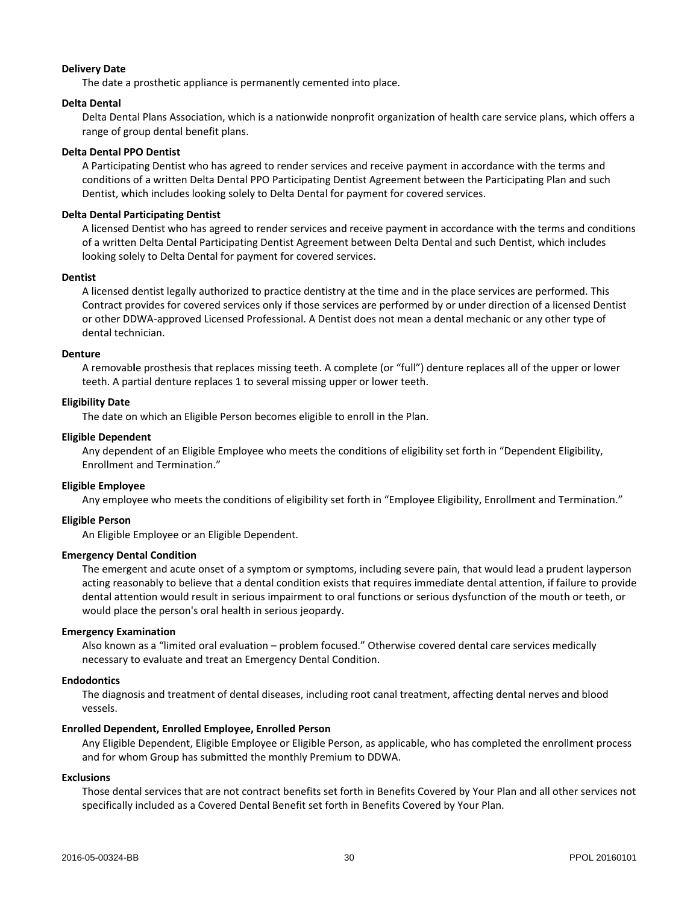**Delivery Date**

The date a prosthetic appliance is permanently cemented into place.

**Delta Dental**

Delta Dental Plans Association, which is a nationwide nonprofit organization of health care service plans, which offers a range of group dental benefit plans.

**Delta Dental PPO Dentist**

A Participating Dentist who has agreed to render services and receive payment in accordance with the terms and conditions of a written Delta Dental PPO Participating Dentist Agreement between the Participating Plan and such Dentist, which includes looking solely to Delta Dental for payment for covered services.

**Delta Dental Participating Dentist**

A licensed Dentist who has agreed to render services and receive payment in accordance with the terms and conditions of a written Delta Dental Participating Dentist Agreement between Delta Dental and such Dentist, which includes looking solely to Delta Dental for payment for covered services.

**Dentist**

A licensed dentist legally authorized to practice dentistry at the time and in the place services are performed. This Contract provides for covered services only if those services are performed by or under direction of a licensed Dentist or other DDWA-approved Licensed Professional. A Dentist does not mean a dental mechanic or any other type of dental technician.

**Denture**

A removable prosthesis that replaces missing teeth. A complete (or "full") denture replaces all of the upper or lower teeth. A partial denture replaces 1 to several missing upper or lower teeth.

**Eligibility Date**

The date on which an Eligible Person becomes eligible to enroll in the Plan.

**Eligible Dependent**

Any dependent of an Eligible Employee who meets the conditions of eligibility set forth in "Dependent Eligibility, Enrollment and Termination."

**Eligible Employee**

Any employee who meets the conditions of eligibility set forth in "Employee Eligibility, Enrollment and Termination."

**Eligible Person**

An Eligible Employee or an Eligible Dependent.

**Emergency Dental Condition**

The emergent and acute onset of a symptom or symptoms, including severe pain, that would lead a prudent layperson acting reasonably to believe that a dental condition exists that requires immediate dental attention, if failure to provide dental attention would result in serious impairment to oral functions or serious dysfunction of the mouth or teeth, or would place the person's oral health in serious jeopardy.

**Emergency Examination**

Also known as a "limited oral evaluation – problem focused." Otherwise covered dental care services medically necessary to evaluate and treat an Emergency Dental Condition.

**Endodontics**

The diagnosis and treatment of dental diseases, including root canal treatment, affecting dental nerves and blood vessels.

**Enrolled Dependent, Enrolled Employee, Enrolled Person**

Any Eligible Dependent, Eligible Employee or Eligible Person, as applicable, who has completed the enrollment process and for whom Group has submitted the monthly Premium to DDWA.

**Exclusions**

Those dental services that are not contract benefits set forth in Benefits Covered by Your Plan and all other services not specifically included as a Covered Dental Benefit set forth in Benefits Covered by Your Plan.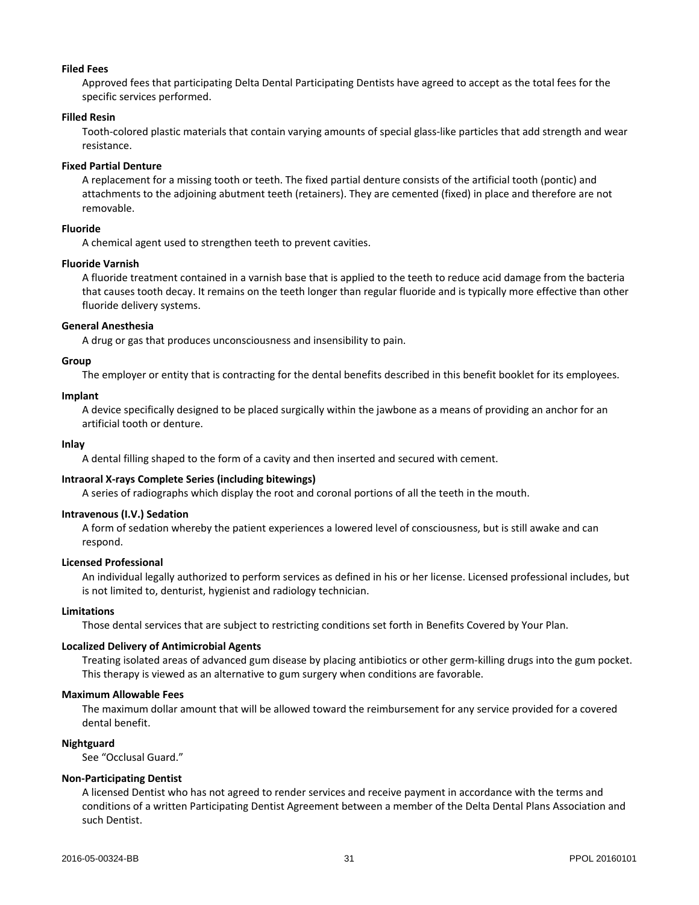**Filed Fees**

Approved fees that participating Delta Dental Participating Dentists have agreed to accept as the total fees for the specific services performed.

**Filled Resin**

Tooth-colored plastic materials that contain varying amounts of special glass-like particles that add strength and wear resistance.

**Fixed Partial Denture**

A replacement for a missing tooth or teeth. The fixed partial denture consists of the artificial tooth (pontic) and attachments to the adjoining abutment teeth (retainers). They are cemented (fixed) in place and therefore are not removable.

**Fluoride**

A chemical agent used to strengthen teeth to prevent cavities.

**Fluoride Varnish**

A fluoride treatment contained in a varnish base that is applied to the teeth to reduce acid damage from the bacteria that causes tooth decay. It remains on the teeth longer than regular fluoride and is typically more effective than other fluoride delivery systems.

**General Anesthesia**

A drug or gas that produces unconsciousness and insensibility to pain.

**Group**

The employer or entity that is contracting for the dental benefits described in this benefit booklet for its employees.

**Implant**

A device specifically designed to be placed surgically within the jawbone as a means of providing an anchor for an artificial tooth or denture.

**Inlay**

A dental filling shaped to the form of a cavity and then inserted and secured with cement.

**Intraoral X-rays Complete Series (including bitewings)**

A series of radiographs which display the root and coronal portions of all the teeth in the mouth.

**Intravenous (I.V.) Sedation**

A form of sedation whereby the patient experiences a lowered level of consciousness, but is still awake and can respond.

**Licensed Professional**

An individual legally authorized to perform services as defined in his or her license. Licensed professional includes, but is not limited to, denturist, hygienist and radiology technician.

**Limitations**

Those dental services that are subject to restricting conditions set forth in Benefits Covered by Your Plan.

**Localized Delivery of Antimicrobial Agents**

Treating isolated areas of advanced gum disease by placing antibiotics or other germ-killing drugs into the gum pocket. This therapy is viewed as an alternative to gum surgery when conditions are favorable.

**Maximum Allowable Fees**

The maximum dollar amount that will be allowed toward the reimbursement for any service provided for a covered dental benefit.

**Nightguard**

See "Occlusal Guard."

**Non-Participating Dentist**

A licensed Dentist who has not agreed to render services and receive payment in accordance with the terms and conditions of a written Participating Dentist Agreement between a member of the Delta Dental Plans Association and such Dentist.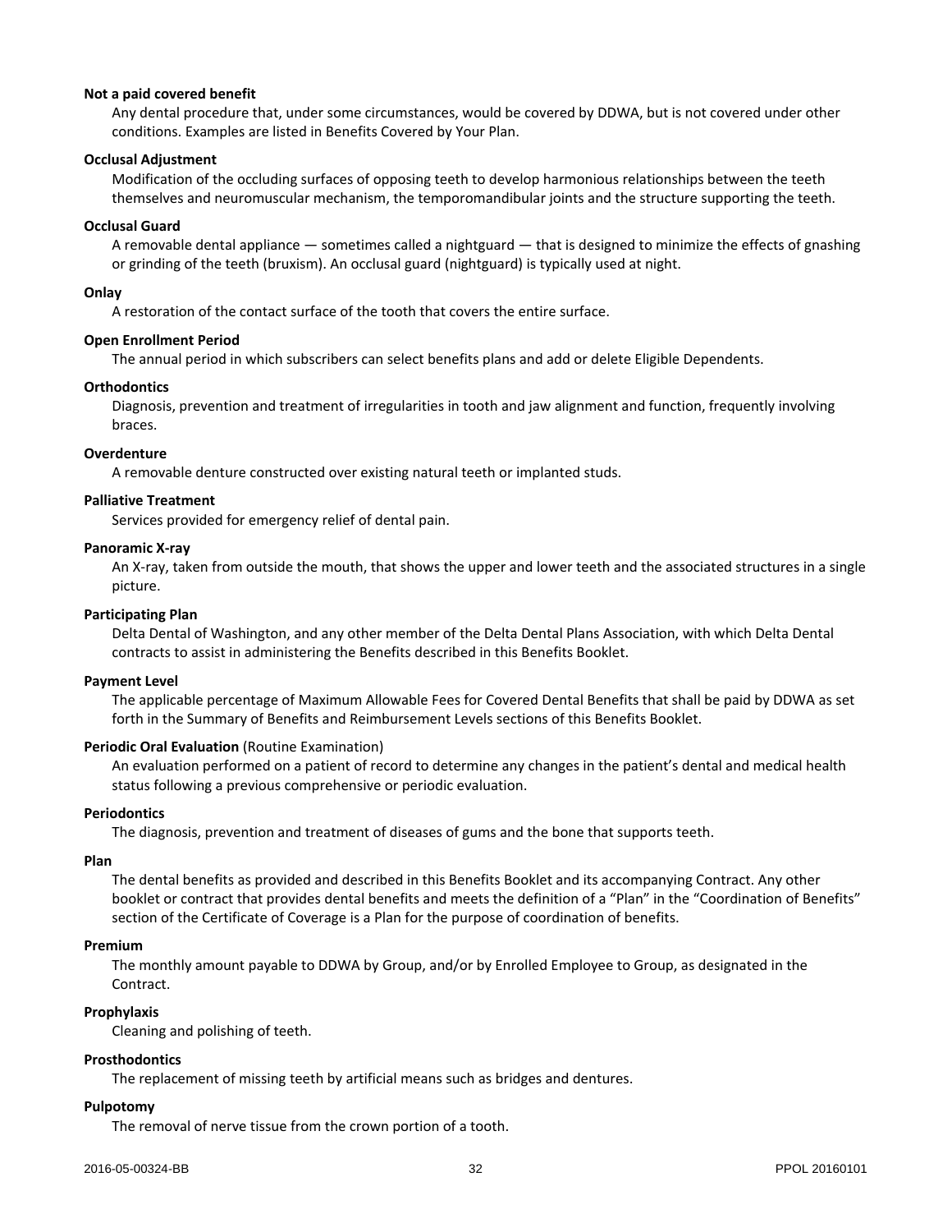**Not a paid covered benefit**

Any dental procedure that, under some circumstances, would be covered by DDWA, but is not covered under other conditions. Examples are listed in Benefits Covered by Your Plan.

**Occlusal Adjustment**

Modification of the occluding surfaces of opposing teeth to develop harmonious relationships between the teeth themselves and neuromuscular mechanism, the temporomandibular joints and the structure supporting the teeth.

**Occlusal Guard**

A removable dental appliance — sometimes called a nightguard — that is designed to minimize the effects of gnashing or grinding of the teeth (bruxism). An occlusal guard (nightguard) is typically used at night.

**Onlay**

A restoration of the contact surface of the tooth that covers the entire surface.

**Open Enrollment Period**

The annual period in which subscribers can select benefits plans and add or delete Eligible Dependents.

**Orthodontics**

Diagnosis, prevention and treatment of irregularities in tooth and jaw alignment and function, frequently involving braces.

**Overdenture**

A removable denture constructed over existing natural teeth or implanted studs.

**Palliative Treatment**

Services provided for emergency relief of dental pain.

**Panoramic X-ray**

An X-ray, taken from outside the mouth, that shows the upper and lower teeth and the associated structures in a single picture.

**Participating Plan**

Delta Dental of Washington, and any other member of the Delta Dental Plans Association, with which Delta Dental contracts to assist in administering the Benefits described in this Benefits Booklet.

**Payment Level**

The applicable percentage of Maximum Allowable Fees for Covered Dental Benefits that shall be paid by DDWA as set forth in the Summary of Benefits and Reimbursement Levels sections of this Benefits Booklet.

**Periodic Oral Evaluation** (Routine Examination)

An evaluation performed on a patient of record to determine any changes in the patient's dental and medical health status following a previous comprehensive or periodic evaluation.

**Periodontics**

The diagnosis, prevention and treatment of diseases of gums and the bone that supports teeth.

**Plan**

The dental benefits as provided and described in this Benefits Booklet and its accompanying Contract. Any other booklet or contract that provides dental benefits and meets the definition of a "Plan" in the "Coordination of Benefits" section of the Certificate of Coverage is a Plan for the purpose of coordination of benefits.

**Premium**

The monthly amount payable to DDWA by Group, and/or by Enrolled Employee to Group, as designated in the Contract.

**Prophylaxis**

Cleaning and polishing of teeth.

**Prosthodontics**

The replacement of missing teeth by artificial means such as bridges and dentures.

**Pulpotomy**

The removal of nerve tissue from the crown portion of a tooth.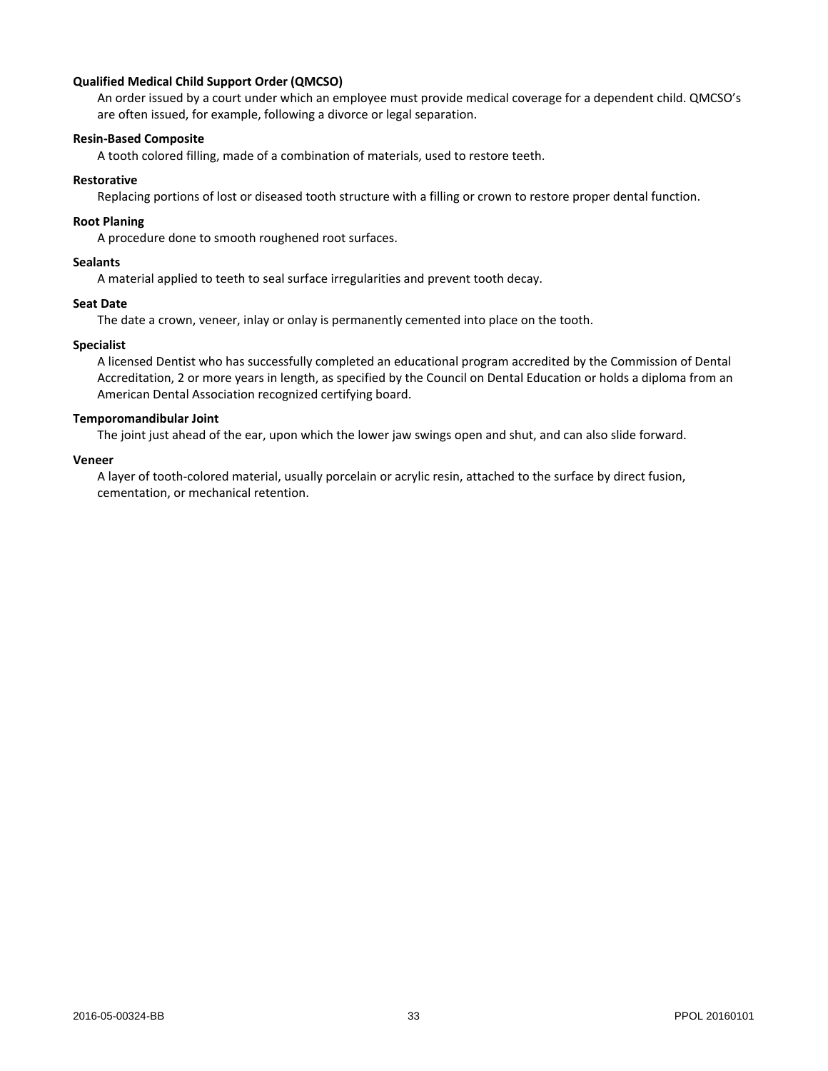**Qualified Medical Child Support Order (QMCSO)**

An order issued by a court under which an employee must provide medical coverage for a dependent child. QMCSO's are often issued, for example, following a divorce or legal separation.

**Resin-Based Composite**

A tooth colored filling, made of a combination of materials, used to restore teeth.

**Restorative**

Replacing portions of lost or diseased tooth structure with a filling or crown to restore proper dental function.

**Root Planing**

A procedure done to smooth roughened root surfaces.

**Sealants**

A material applied to teeth to seal surface irregularities and prevent tooth decay.

**Seat Date**

The date a crown, veneer, inlay or onlay is permanently cemented into place on the tooth.

**Specialist**

A licensed Dentist who has successfully completed an educational program accredited by the Commission of Dental Accreditation, 2 or more years in length, as specified by the Council on Dental Education or holds a diploma from an American Dental Association recognized certifying board.

**Temporomandibular Joint**

The joint just ahead of the ear, upon which the lower jaw swings open and shut, and can also slide forward.

**Veneer**

A layer of tooth-colored material, usually porcelain or acrylic resin, attached to the surface by direct fusion, cementation, or mechanical retention.